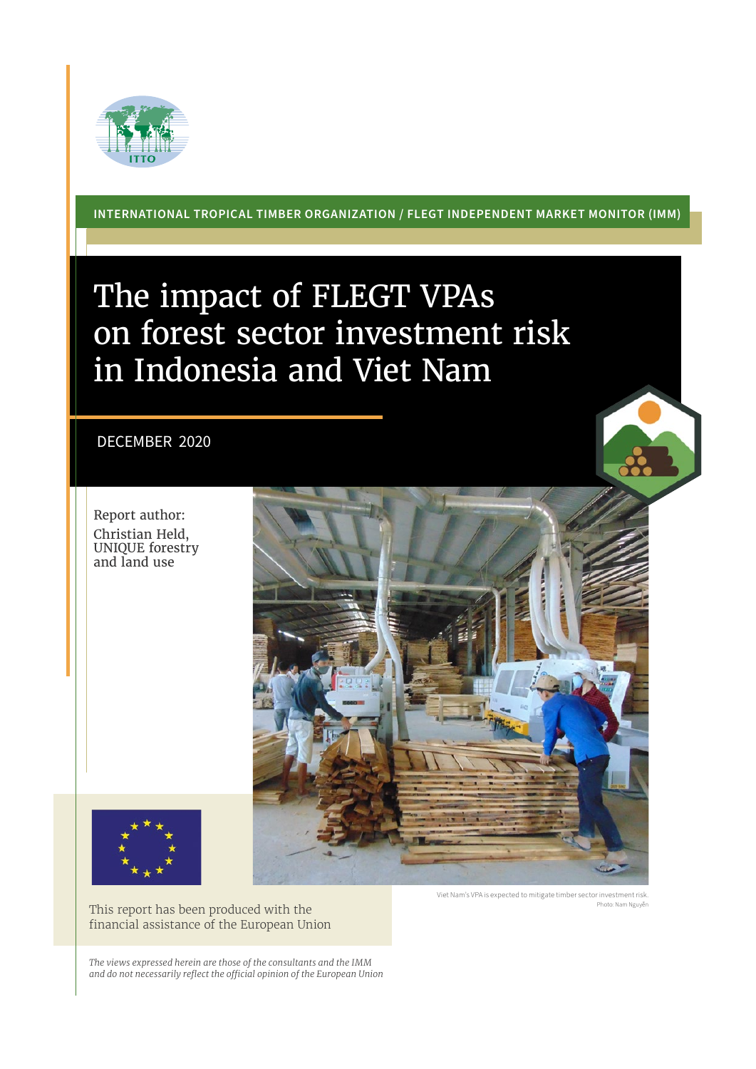INTERNATIONAL TROPICAL TIMBER ORGANIZATION / FLEGT INDEPENDENT MARKET MONITOR (IMM)

# The impact of FLEGT VPAs on forest sector investment risk in Indonesia and Viet Nam

DECEMBER 2020

Report author:
Christian Held, UNIQUE forestry and land use

Viet Nam's VPA is expected to mitigate timber sector investment risk.
Photo: Nam Nguyễn

This report has been produced with the financial assistance of the European Union

*The views expressed herein are those of the consultants and the IMM and do not necessarily reflect the official opinion of the European Union*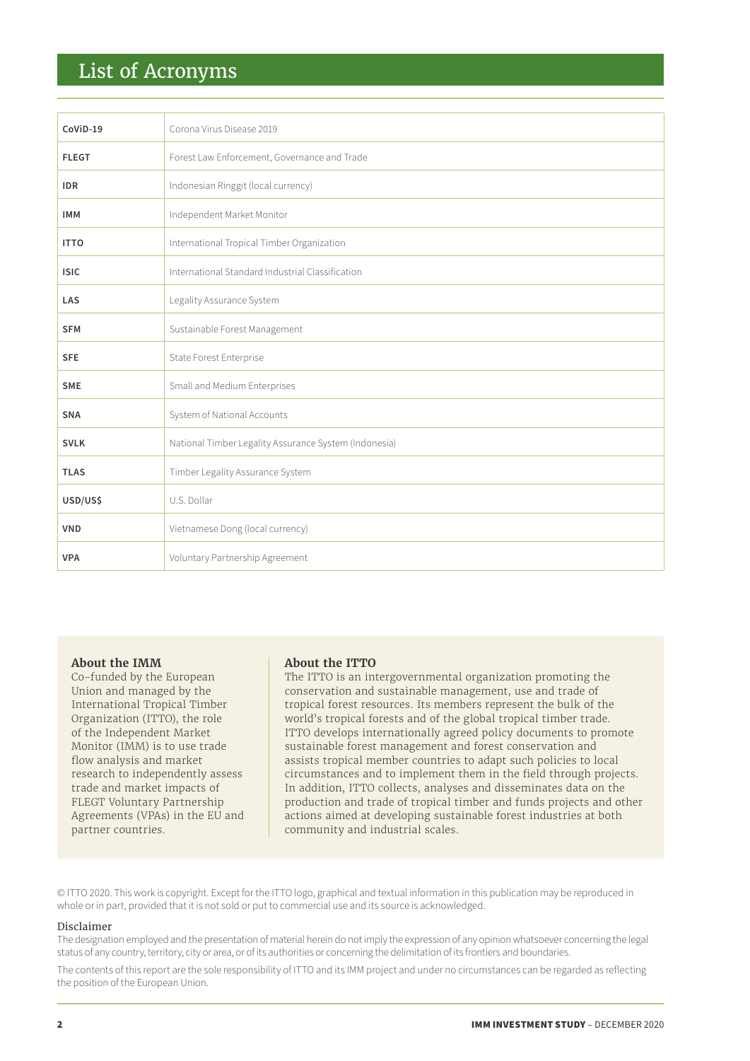# List of Acronyms

| | |
|---|---|
| **CoViD-19** | Corona Virus Disease 2019 |
| **FLEGT** | Forest Law Enforcement, Governance and Trade |
| **IDR** | Indonesian Ringgit (local currency) |
| **IMM** | Independent Market Monitor |
| **ITTO** | International Tropical Timber Organization |
| **ISIC** | International Standard Industrial Classification |
| **LAS** | Legality Assurance System |
| **SFM** | Sustainable Forest Management |
| **SFE** | State Forest Enterprise |
| **SME** | Small and Medium Enterprises |
| **SNA** | System of National Accounts |
| **SVLK** | National Timber Legality Assurance System (Indonesia) |
| **TLAS** | Timber Legality Assurance System |
| **USD/US$** | U.S. Dollar |
| **VND** | Vietnamese Dong (local currency) |
| **VPA** | Voluntary Partnership Agreement |

**About the IMM**

Co-funded by the European Union and managed by the International Tropical Timber Organization (ITTO), the role of the Independent Market Monitor (IMM) is to use trade flow analysis and market research to independently assess trade and market impacts of FLEGT Voluntary Partnership Agreements (VPAs) in the EU and partner countries.

**About the ITTO**

The ITTO is an intergovernmental organization promoting the conservation and sustainable management, use and trade of tropical forest resources. Its members represent the bulk of the world's tropical forests and of the global tropical timber trade. ITTO develops internationally agreed policy documents to promote sustainable forest management and forest conservation and assists tropical member countries to adapt such policies to local circumstances and to implement them in the field through projects. In addition, ITTO collects, analyses and disseminates data on the production and trade of tropical timber and funds projects and other actions aimed at developing sustainable forest industries at both community and industrial scales.

© ITTO 2020. This work is copyright. Except for the ITTO logo, graphical and textual information in this publication may be reproduced in whole or in part, provided that it is not sold or put to commercial use and its source is acknowledged.

Disclaimer

The designation employed and the presentation of material herein do not imply the expression of any opinion whatsoever concerning the legal status of any country, territory, city or area, or of its authorities or concerning the delimitation of its frontiers and boundaries.

The contents of this report are the sole responsibility of ITTO and its IMM project and under no circumstances can be regarded as reflecting the position of the European Union.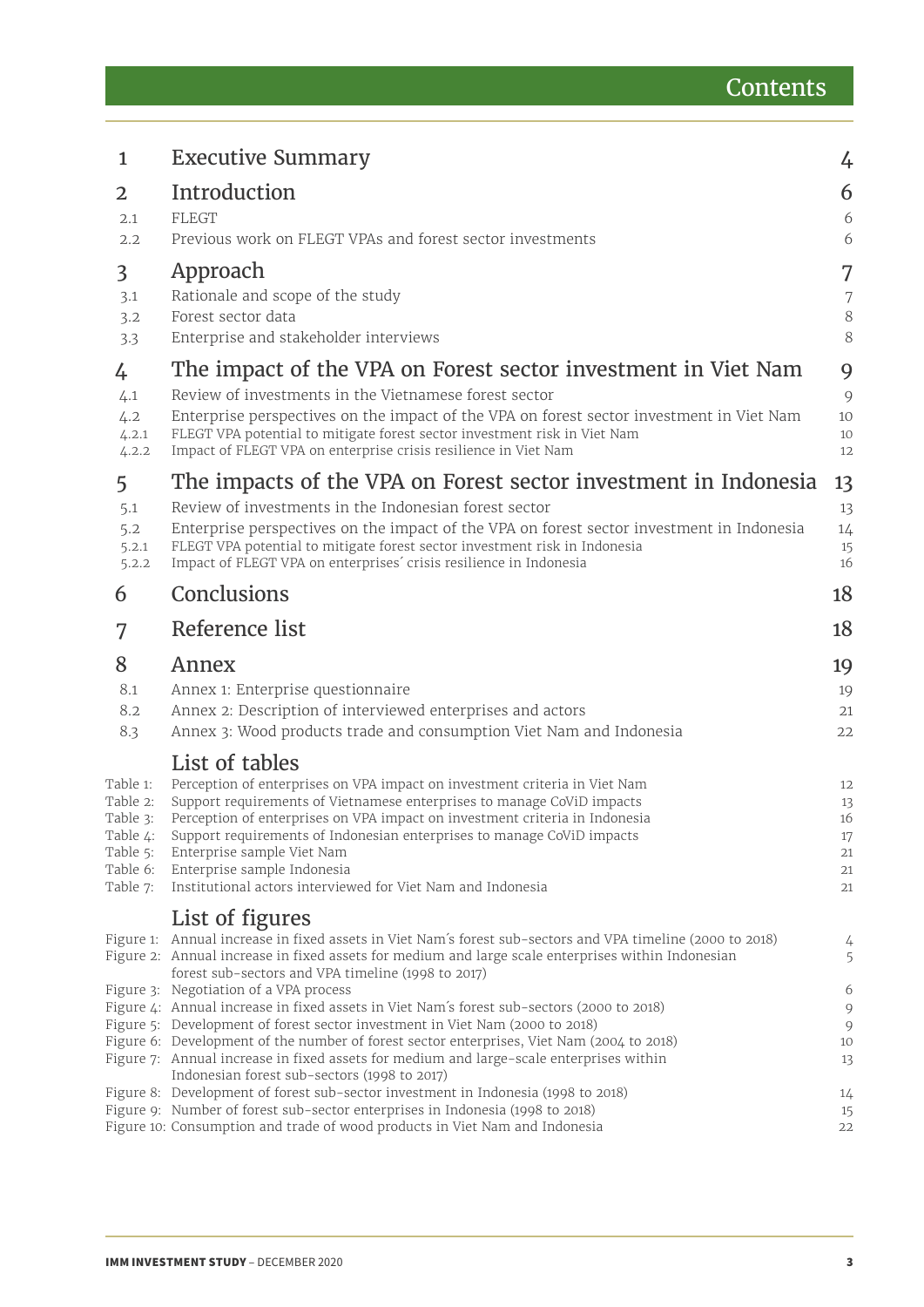# Contents

| | | |
|---|---|---|
| **1** | **Executive Summary** | **4** |
| **2** | **Introduction** | **6** |
| 2.1 | FLEGT | 6 |
| 2.2 | Previous work on FLEGT VPAs and forest sector investments | 6 |
| **3** | **Approach** | **7** |
| 3.1 | Rationale and scope of the study | 7 |
| 3.2 | Forest sector data | 8 |
| 3.3 | Enterprise and stakeholder interviews | 8 |
| **4** | **The impact of the VPA on Forest sector investment in Viet Nam** | **9** |
| 4.1 | Review of investments in the Vietnamese forest sector | 9 |
| 4.2 | Enterprise perspectives on the impact of the VPA on forest sector investment in Viet Nam | 10 |
| 4.2.1 | FLEGT VPA potential to mitigate forest sector investment risk in Viet Nam | 10 |
| 4.2.2 | Impact of FLEGT VPA on enterprise crisis resilience in Viet Nam | 12 |
| **5** | **The impacts of the VPA on Forest sector investment in Indonesia** | **13** |
| 5.1 | Review of investments in the Indonesian forest sector | 13 |
| 5.2 | Enterprise perspectives on the impact of the VPA on forest sector investment in Indonesia | 14 |
| 5.2.1 | FLEGT VPA potential to mitigate forest sector investment risk in Indonesia | 15 |
| 5.2.2 | Impact of FLEGT VPA on enterprises´ crisis resilience in Indonesia | 16 |
| **6** | **Conclusions** | **18** |
| **7** | **Reference list** | **18** |
| **8** | **Annex** | **19** |
| 8.1 | Annex 1: Enterprise questionnaire | 19 |
| 8.2 | Annex 2: Description of interviewed enterprises and actors | 21 |
| 8.3 | Annex 3: Wood products trade and consumption Viet Nam and Indonesia | 22 |

## List of tables

| | | |
|---|---|---|
| Table 1: | Perception of enterprises on VPA impact on investment criteria in Viet Nam | 12 |
| Table 2: | Support requirements of Vietnamese enterprises to manage CoViD impacts | 13 |
| Table 3: | Perception of enterprises on VPA impact on investment criteria in Indonesia | 16 |
| Table 4: | Support requirements of Indonesian enterprises to manage CoViD impacts | 17 |
| Table 5: | Enterprise sample Viet Nam | 21 |
| Table 6: | Enterprise sample Indonesia | 21 |
| Table 7: | Institutional actors interviewed for Viet Nam and Indonesia | 21 |

## List of figures

| | | |
|---|---|---|
| Figure 1: | Annual increase in fixed assets in Viet Nam´s forest sub-sectors and VPA timeline (2000 to 2018) | 4 |
| Figure 2: | Annual increase in fixed assets for medium and large scale enterprises within Indonesian forest sub-sectors and VPA timeline (1998 to 2017) | 5 |
| Figure 3: | Negotiation of a VPA process | 6 |
| Figure 4: | Annual increase in fixed assets in Viet Nam´s forest sub-sectors (2000 to 2018) | 9 |
| Figure 5: | Development of forest sector investment in Viet Nam (2000 to 2018) | 9 |
| Figure 6: | Development of the number of forest sector enterprises, Viet Nam (2004 to 2018) | 10 |
| Figure 7: | Annual increase in fixed assets for medium and large-scale enterprises within Indonesian forest sub-sectors (1998 to 2017) | 13 |
| Figure 8: | Development of forest sub-sector investment in Indonesia (1998 to 2018) | 14 |
| Figure 9: | Number of forest sub-sector enterprises in Indonesia (1998 to 2018) | 15 |
| Figure 10: | Consumption and trade of wood products in Viet Nam and Indonesia | 22 |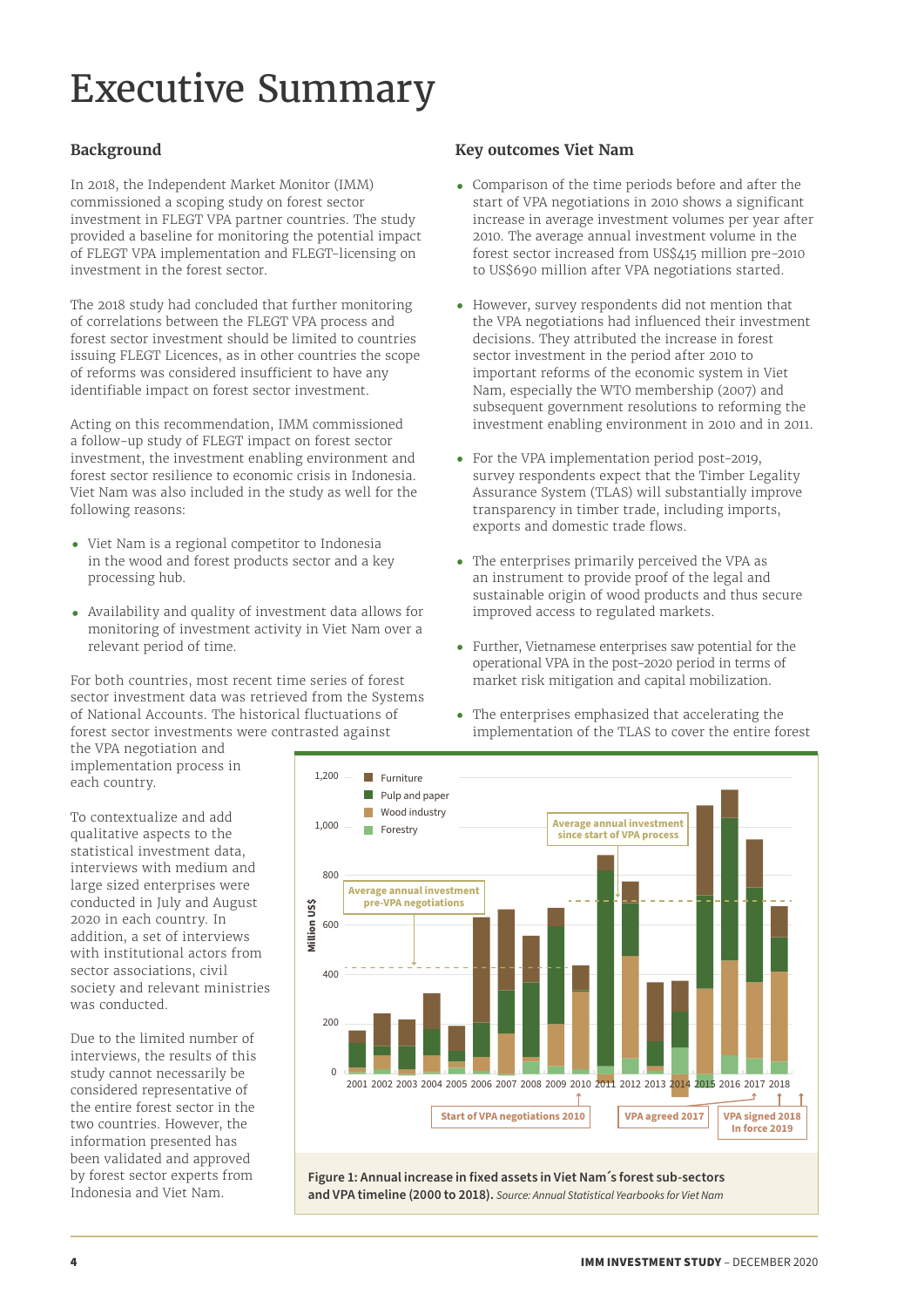# Executive Summary

### Background

In 2018, the Independent Market Monitor (IMM) commissioned a scoping study on forest sector investment in FLEGT VPA partner countries. The study provided a baseline for monitoring the potential impact of FLEGT VPA implementation and FLEGT-licensing on investment in the forest sector.

The 2018 study had concluded that further monitoring of correlations between the FLEGT VPA process and forest sector investment should be limited to countries issuing FLEGT Licences, as in other countries the scope of reforms was considered insufficient to have any identifiable impact on forest sector investment.

Acting on this recommendation, IMM commissioned a follow-up study of FLEGT impact on forest sector investment, the investment enabling environment and forest sector resilience to economic crisis in Indonesia. Viet Nam was also included in the study as well for the following reasons:

- Viet Nam is a regional competitor to Indonesia in the wood and forest products sector and a key processing hub.
- Availability and quality of investment data allows for monitoring of investment activity in Viet Nam over a relevant period of time.

For both countries, most recent time series of forest sector investment data was retrieved from the Systems of National Accounts. The historical fluctuations of forest sector investments were contrasted against the VPA negotiation and implementation process in each country.

To contextualize and add qualitative aspects to the statistical investment data, interviews with medium and large sized enterprises were conducted in July and August 2020 in each country. In addition, a set of interviews with institutional actors from sector associations, civil society and relevant ministries was conducted.

Due to the limited number of interviews, the results of this study cannot necessarily be considered representative of the entire forest sector in the two countries. However, the information presented has been validated and approved by forest sector experts from Indonesia and Viet Nam.

### Key outcomes Viet Nam

- Comparison of the time periods before and after the start of VPA negotiations in 2010 shows a significant increase in average investment volumes per year after 2010. The average annual investment volume in the forest sector increased from US$415 million pre-2010 to US$690 million after VPA negotiations started.
- However, survey respondents did not mention that the VPA negotiations had influenced their investment decisions. They attributed the increase in forest sector investment in the period after 2010 to important reforms of the economic system in Viet Nam, especially the WTO membership (2007) and subsequent government resolutions to reforming the investment enabling environment in 2010 and in 2011.
- For the VPA implementation period post-2019, survey respondents expect that the Timber Legality Assurance System (TLAS) will substantially improve transparency in timber trade, including imports, exports and domestic trade flows.
- The enterprises primarily perceived the VPA as an instrument to provide proof of the legal and sustainable origin of wood products and thus secure improved access to regulated markets.
- Further, Vietnamese enterprises saw potential for the operational VPA in the post-2020 period in terms of market risk mitigation and capital mobilization.
- The enterprises emphasized that accelerating the implementation of the TLAS to cover the entire forest

**Figure 1: Annual increase in fixed assets in Viet Nam´s forest sub-sectors and VPA timeline (2000 to 2018).** *Source: Annual Statistical Yearbooks for Viet Nam*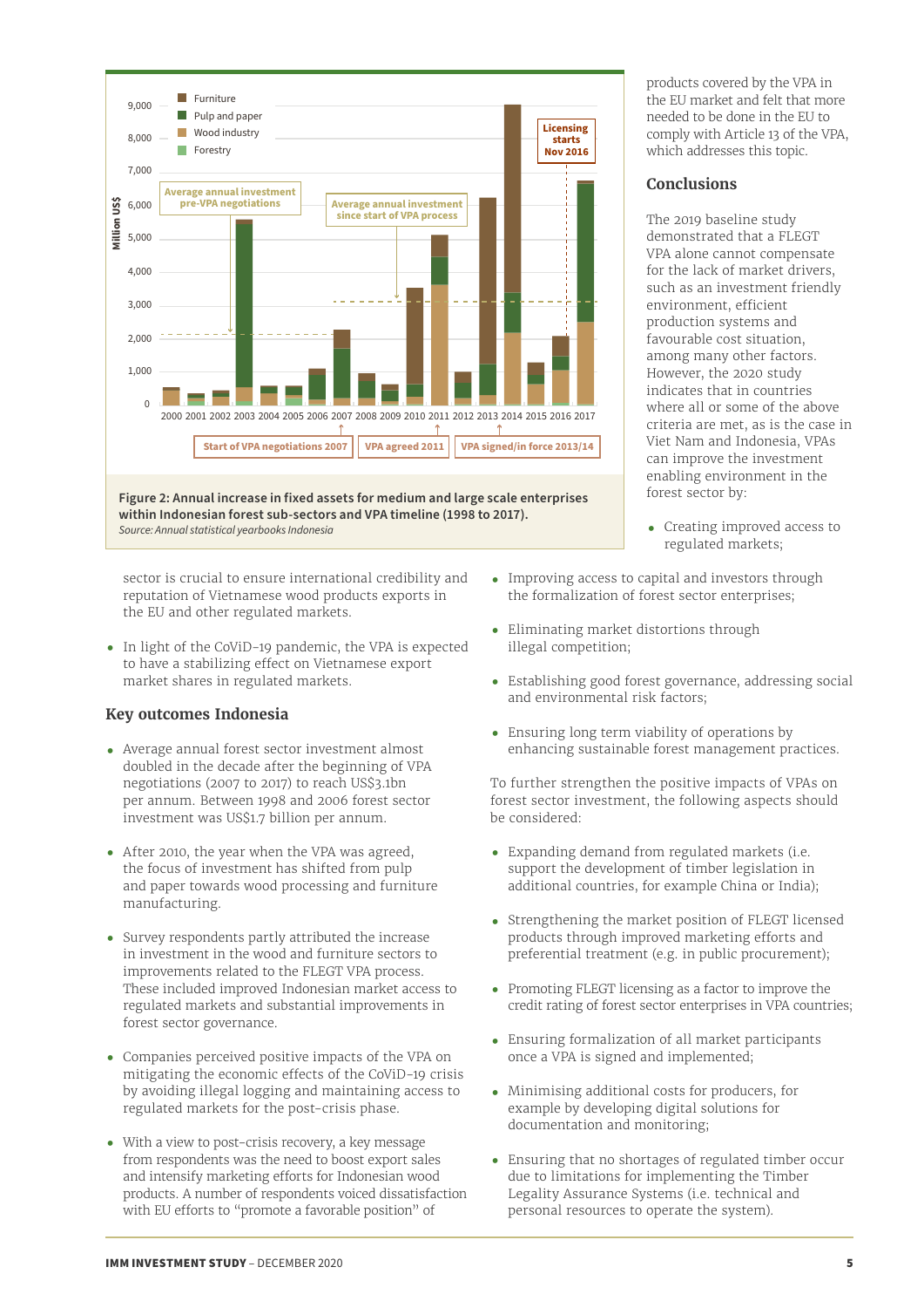Figure 2: Annual increase in fixed assets for medium and large scale enterprises within Indonesian forest sub-sectors and VPA timeline (1998 to 2017).

*Source: Annual statistical yearbooks Indonesia*

sector is crucial to ensure international credibility and reputation of Vietnamese wood products exports in the EU and other regulated markets.

- In light of the CoViD-19 pandemic, the VPA is expected to have a stabilizing effect on Vietnamese export market shares in regulated markets.

## Key outcomes Indonesia

- Average annual forest sector investment almost doubled in the decade after the beginning of VPA negotiations (2007 to 2017) to reach US$3.1bn per annum. Between 1998 and 2006 forest sector investment was US$1.7 billion per annum.
- After 2010, the year when the VPA was agreed, the focus of investment has shifted from pulp and paper towards wood processing and furniture manufacturing.
- Survey respondents partly attributed the increase in investment in the wood and furniture sectors to improvements related to the FLEGT VPA process. These included improved Indonesian market access to regulated markets and substantial improvements in forest sector governance.
- Companies perceived positive impacts of the VPA on mitigating the economic effects of the CoViD-19 crisis by avoiding illegal logging and maintaining access to regulated markets for the post-crisis phase.
- With a view to post-crisis recovery, a key message from respondents was the need to boost export sales and intensify marketing efforts for Indonesian wood products. A number of respondents voiced dissatisfaction with EU efforts to "promote a favorable position" of products covered by the VPA in the EU market and felt that more needed to be done in the EU to comply with Article 13 of the VPA, which addresses this topic.

## Conclusions

The 2019 baseline study demonstrated that a FLEGT VPA alone cannot compensate for the lack of market drivers, such as an investment friendly environment, efficient production systems and favourable cost situation, among many other factors. However, the 2020 study indicates that in countries where all or some of the above criteria are met, as is the case in Viet Nam and Indonesia, VPAs can improve the investment enabling environment in the forest sector by:

- Creating improved access to regulated markets;
- Improving access to capital and investors through the formalization of forest sector enterprises;
- Eliminating market distortions through illegal competition;
- Establishing good forest governance, addressing social and environmental risk factors;
- Ensuring long term viability of operations by enhancing sustainable forest management practices.

To further strengthen the positive impacts of VPAs on forest sector investment, the following aspects should be considered:

- Expanding demand from regulated markets (i.e. support the development of timber legislation in additional countries, for example China or India);
- Strengthening the market position of FLEGT licensed products through improved marketing efforts and preferential treatment (e.g. in public procurement);
- Promoting FLEGT licensing as a factor to improve the credit rating of forest sector enterprises in VPA countries;
- Ensuring formalization of all market participants once a VPA is signed and implemented;
- Minimising additional costs for producers, for example by developing digital solutions for documentation and monitoring;
- Ensuring that no shortages of regulated timber occur due to limitations for implementing the Timber Legality Assurance Systems (i.e. technical and personal resources to operate the system).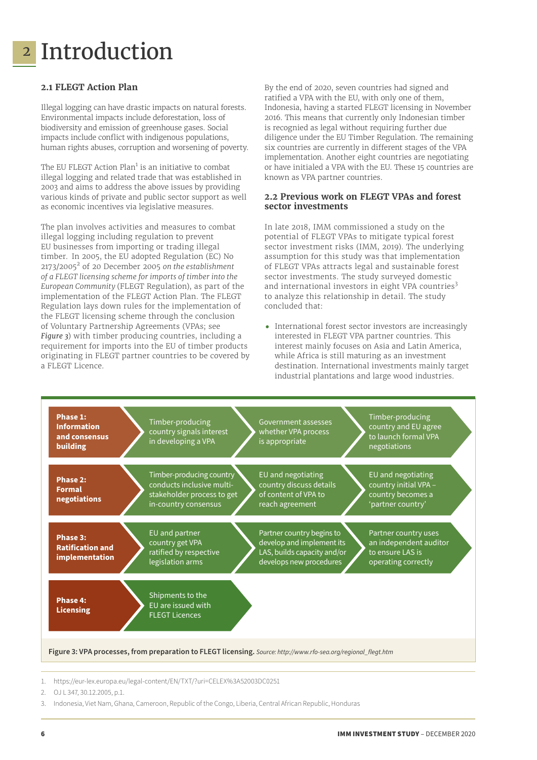# 2 Introduction

## 2.1 FLEGT Action Plan

Illegal logging can have drastic impacts on natural forests. Environmental impacts include deforestation, loss of biodiversity and emission of greenhouse gases. Social impacts include conflict with indigenous populations, human rights abuses, corruption and worsening of poverty.

The EU FLEGT Action Plan[1] is an initiative to combat illegal logging and related trade that was established in 2003 and aims to address the above issues by providing various kinds of private and public sector support as well as economic incentives via legislative measures.

The plan involves activities and measures to combat illegal logging including regulation to prevent EU businesses from importing or trading illegal timber. In 2005, the EU adopted Regulation (EC) No 2173/2005[2] of 20 December 2005 *on the establishment of a FLEGT licensing scheme for imports of timber into the European Community* (FLEGT Regulation), as part of the implementation of the FLEGT Action Plan. The FLEGT Regulation lays down rules for the implementation of the FLEGT licensing scheme through the conclusion of Voluntary Partnership Agreements (VPAs; see *Figure 3*) with timber producing countries, including a requirement for imports into the EU of timber products originating in FLEGT partner countries to be covered by a FLEGT Licence.

By the end of 2020, seven countries had signed and ratified a VPA with the EU, with only one of them, Indonesia, having a started FLEGT licensing in November 2016. This means that currently only Indonesian timber is recognized as legal without requiring further due diligence under the EU Timber Regulation. The remaining six countries are currently in different stages of the VPA implementation. Another eight countries are negotiating or have initialed a VPA with the EU. These 15 countries are known as VPA partner countries.

## 2.2 Previous work on FLEGT VPAs and forest sector investments

In late 2018, IMM commissioned a study on the potential of FLEGT VPAs to mitigate typical forest sector investment risks (IMM, 2019). The underlying assumption for this study was that implementation of FLEGT VPAs attracts legal and sustainable forest sector investments. The study surveyed domestic and international investors in eight VPA countries[3] to analyze this relationship in detail. The study concluded that:

- International forest sector investors are increasingly interested in FLEGT VPA partner countries. This interest mainly focuses on Asia and Latin America, while Africa is still maturing as an investment destination. International investments mainly target industrial plantations and large wood industries.

| Phase | Step 1 | Step 2 | Step 3 |
|---|---|---|---|
| **Phase 1: Information and consensus building** | Timber-producing country signals interest in developing a VPA | Government assesses whether VPA process is appropriate | Timber-producing country and EU agree to launch formal VPA negotiations |
| **Phase 2: Formal negotiations** | Timber-producing country conducts inclusive multi-stakeholder process to get in-country consensus | EU and negotiating country discuss details of content of VPA to reach agreement | EU and negotiating country initial VPA – country becomes a 'partner country' |
| **Phase 3: Ratification and implementation** | EU and partner country get VPA ratified by respective legislation arms | Partner country begins to develop and implement its LAS, builds capacity and/or develops new procedures | Partner country uses an independent auditor to ensure LAS is operating correctly |
| **Phase 4: Licensing** | Shipments to the EU are issued with FLEGT Licences | | |

**Figure 3: VPA processes, from preparation to FLEGT licensing.** *Source: http://www.rfo-sea.org/regional_flegt.htm*

1. https://eur-lex.europa.eu/legal-content/EN/TXT/?uri=CELEX%3A52003DC0251
2. OJ L 347, 30.12.2005, p.1.
3. Indonesia, Viet Nam, Ghana, Cameroon, Republic of the Congo, Liberia, Central African Republic, Honduras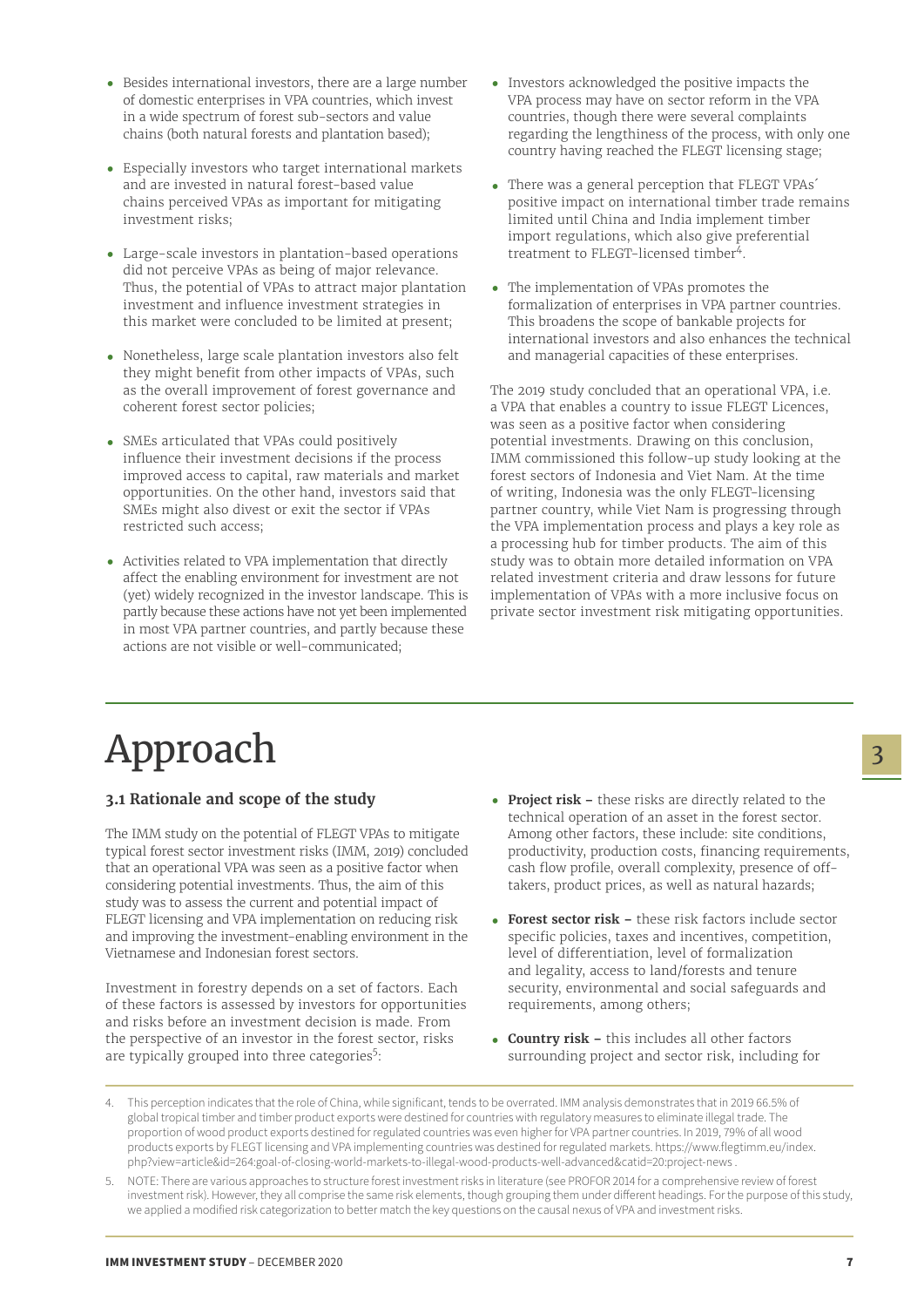- Besides international investors, there are a large number of domestic enterprises in VPA countries, which invest in a wide spectrum of forest sub-sectors and value chains (both natural forests and plantation based);
- Especially investors who target international markets and are invested in natural forest-based value chains perceived VPAs as important for mitigating investment risks;
- Large-scale investors in plantation-based operations did not perceive VPAs as being of major relevance. Thus, the potential of VPAs to attract major plantation investment and influence investment strategies in this market were concluded to be limited at present;
- Nonetheless, large scale plantation investors also felt they might benefit from other impacts of VPAs, such as the overall improvement of forest governance and coherent forest sector policies;
- SMEs articulated that VPAs could positively influence their investment decisions if the process improved access to capital, raw materials and market opportunities. On the other hand, investors said that SMEs might also divest or exit the sector if VPAs restricted such access;
- Activities related to VPA implementation that directly affect the enabling environment for investment are not (yet) widely recognized in the investor landscape. This is partly because these actions have not yet been implemented in most VPA partner countries, and partly because these actions are not visible or well-communicated;
- Investors acknowledged the positive impacts the VPA process may have on sector reform in the VPA countries, though there were several complaints regarding the lengthiness of the process, with only one country having reached the FLEGT licensing stage;
- There was a general perception that FLEGT VPAs´ positive impact on international timber trade remains limited until China and India implement timber import regulations, which also give preferential treatment to FLEGT-licensed timber[4].
- The implementation of VPAs promotes the formalization of enterprises in VPA partner countries. This broadens the scope of bankable projects for international investors and also enhances the technical and managerial capacities of these enterprises.

The 2019 study concluded that an operational VPA, i.e. a VPA that enables a country to issue FLEGT Licences, was seen as a positive factor when considering potential investments. Drawing on this conclusion, IMM commissioned this follow-up study looking at the forest sectors of Indonesia and Viet Nam. At the time of writing, Indonesia was the only FLEGT-licensing partner country, while Viet Nam is progressing through the VPA implementation process and plays a key role as a processing hub for timber products. The aim of this study was to obtain more detailed information on VPA related investment criteria and draw lessons for future implementation of VPAs with a more inclusive focus on private sector investment risk mitigating opportunities.

# 3 Approach

## 3.1 Rationale and scope of the study

The IMM study on the potential of FLEGT VPAs to mitigate typical forest sector investment risks (IMM, 2019) concluded that an operational VPA was seen as a positive factor when considering potential investments. Thus, the aim of this study was to assess the current and potential impact of FLEGT licensing and VPA implementation on reducing risk and improving the investment-enabling environment in the Vietnamese and Indonesian forest sectors.

Investment in forestry depends on a set of factors. Each of these factors is assessed by investors for opportunities and risks before an investment decision is made. From the perspective of an investor in the forest sector, risks are typically grouped into three categories[5]:

- **Project risk –** these risks are directly related to the technical operation of an asset in the forest sector. Among other factors, these include: site conditions, productivity, production costs, financing requirements, cash flow profile, overall complexity, presence of off-takers, product prices, as well as natural hazards;
- **Forest sector risk –** these risk factors include sector specific policies, taxes and incentives, competition, level of differentiation, level of formalization and legality, access to land/forests and tenure security, environmental and social safeguards and requirements, among others;
- **Country risk –** this includes all other factors surrounding project and sector risk, including for

4. This perception indicates that the role of China, while significant, tends to be overrated. IMM analysis demonstrates that in 2019 66.5% of global tropical timber and timber product exports were destined for countries with regulatory measures to eliminate illegal trade. The proportion of wood product exports destined for regulated countries was even higher for VPA partner countries. In 2019, 79% of all wood products exports by FLEGT licensing and VPA implementing countries was destined for regulated markets. https://www.flegtimm.eu/index.php?view=article&id=264:goal-of-closing-world-markets-to-illegal-wood-products-well-advanced&catid=20:project-news .

5. NOTE: There are various approaches to structure forest investment risks in literature (see PROFOR 2014 for a comprehensive review of forest investment risk). However, they all comprise the same risk elements, though grouping them under different headings. For the purpose of this study, we applied a modified risk categorization to better match the key questions on the causal nexus of VPA and investment risks.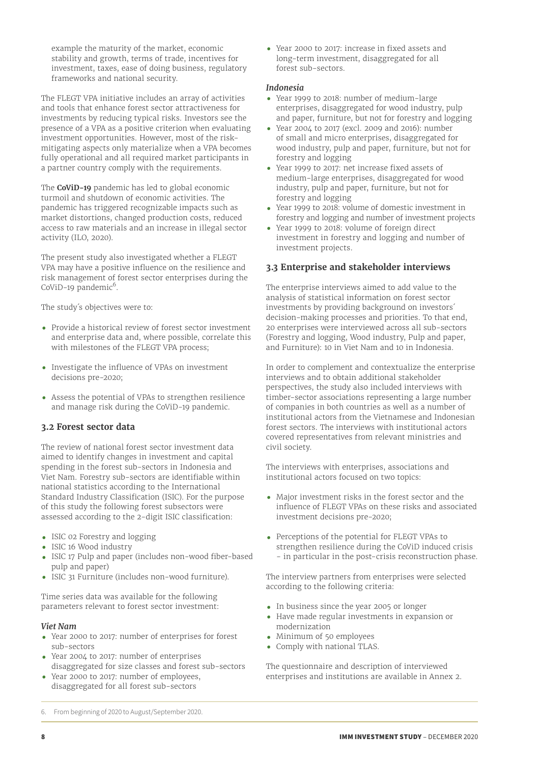example the maturity of the market, economic stability and growth, terms of trade, incentives for investment, taxes, ease of doing business, regulatory frameworks and national security.

The FLEGT VPA initiative includes an array of activities and tools that enhance forest sector attractiveness for investments by reducing typical risks. Investors see the presence of a VPA as a positive criterion when evaluating investment opportunities. However, most of the risk-mitigating aspects only materialize when a VPA becomes fully operational and all required market participants in a partner country comply with the requirements.

The **CoViD-19** pandemic has led to global economic turmoil and shutdown of economic activities. The pandemic has triggered recognizable impacts such as market distortions, changed production costs, reduced access to raw materials and an increase in illegal sector activity (ILO, 2020).

The present study also investigated whether a FLEGT VPA may have a positive influence on the resilience and risk management of forest sector enterprises during the CoViD-19 pandemic[6].

The study´s objectives were to:

- Provide a historical review of forest sector investment and enterprise data and, where possible, correlate this with milestones of the FLEGT VPA process;
- Investigate the influence of VPAs on investment decisions pre-2020;
- Assess the potential of VPAs to strengthen resilience and manage risk during the CoViD-19 pandemic.

## 3.2 Forest sector data

The review of national forest sector investment data aimed to identify changes in investment and capital spending in the forest sub-sectors in Indonesia and Viet Nam. Forestry sub-sectors are identifiable within national statistics according to the International Standard Industry Classification (ISIC). For the purpose of this study the following forest subsectors were assessed according to the 2-digit ISIC classification:

- ISIC 02 Forestry and logging
- ISIC 16 Wood industry
- ISIC 17 Pulp and paper (includes non-wood fiber-based pulp and paper)
- ISIC 31 Furniture (includes non-wood furniture).

Time series data was available for the following parameters relevant to forest sector investment:

***Viet Nam***

- Year 2000 to 2017: number of enterprises for forest sub-sectors
- Year 2004 to 2017: number of enterprises disaggregated for size classes and forest sub-sectors
- Year 2000 to 2017: number of employees, disaggregated for all forest sub-sectors
- Year 2000 to 2017: increase in fixed assets and long-term investment, disaggregated for all forest sub-sectors.

***Indonesia***

- Year 1999 to 2018: number of medium-large enterprises, disaggregated for wood industry, pulp and paper, furniture, but not for forestry and logging
- Year 2004 to 2017 (excl. 2009 and 2016): number of small and micro enterprises, disaggregated for wood industry, pulp and paper, furniture, but not for forestry and logging
- Year 1999 to 2017: net increase fixed assets of medium-large enterprises, disaggregated for wood industry, pulp and paper, furniture, but not for forestry and logging
- Year 1999 to 2018: volume of domestic investment in forestry and logging and number of investment projects
- Year 1999 to 2018: volume of foreign direct investment in forestry and logging and number of investment projects.

## 3.3 Enterprise and stakeholder interviews

The enterprise interviews aimed to add value to the analysis of statistical information on forest sector investments by providing background on investors´ decision-making processes and priorities. To that end, 20 enterprises were interviewed across all sub-sectors (Forestry and logging, Wood industry, Pulp and paper, and Furniture): 10 in Viet Nam and 10 in Indonesia.

In order to complement and contextualize the enterprise interviews and to obtain additional stakeholder perspectives, the study also included interviews with timber-sector associations representing a large number of companies in both countries as well as a number of institutional actors from the Vietnamese and Indonesian forest sectors. The interviews with institutional actors covered representatives from relevant ministries and civil society.

The interviews with enterprises, associations and institutional actors focused on two topics:

- Major investment risks in the forest sector and the influence of FLEGT VPAs on these risks and associated investment decisions pre-2020;
- Perceptions of the potential for FLEGT VPAs to strengthen resilience during the CoViD induced crisis - in particular in the post-crisis reconstruction phase.

The interview partners from enterprises were selected according to the following criteria:

- In business since the year 2005 or longer
- Have made regular investments in expansion or modernization
- Minimum of 50 employees
- Comply with national TLAS.

The questionnaire and description of interviewed enterprises and institutions are available in Annex 2.

6. From beginning of 2020 to August/September 2020.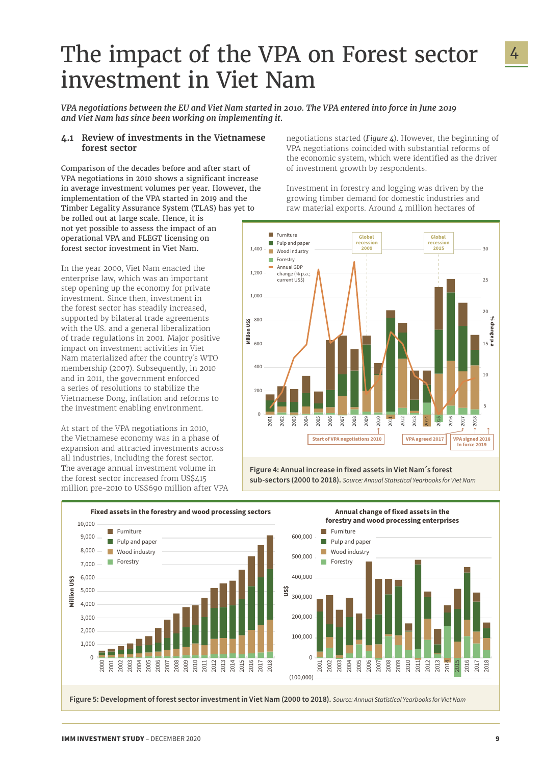# The impact of the VPA on Forest sector investment in Viet Nam

*VPA negotiations between the EU and Viet Nam started in 2010. The VPA entered into force in June 2019 and Viet Nam has since been working on implementing it.*

## 4.1 Review of investments in the Vietnamese forest sector

Comparison of the decades before and after start of VPA negotiations in 2010 shows a significant increase in average investment volumes per year. However, the implementation of the VPA started in 2019 and the Timber Legality Assurance System (TLAS) has yet to be rolled out at large scale. Hence, it is not yet possible to assess the impact of an operational VPA and FLEGT licensing on forest sector investment in Viet Nam.

In the year 2000, Viet Nam enacted the enterprise law, which was an important step opening up the economy for private investment. Since then, investment in the forest sector has steadily increased, supported by bilateral trade agreements with the US. and a general liberalization of trade regulations in 2001. Major positive impact on investment activities in Viet Nam materialized after the country's WTO membership (2007). Subsequently, in 2010 and in 2011, the government enforced a series of resolutions to stabilize the Vietnamese Dong, inflation and reforms to the investment enabling environment.

At start of the VPA negotiations in 2010, the Vietnamese economy was in a phase of expansion and attracted investments across all industries, including the forest sector. The average annual investment volume in the forest sector increased from US$415 million pre-2010 to US$690 million after VPA negotiations started (*Figure 4*). However, the beginning of VPA negotiations coincided with substantial reforms of the economic system, which were identified as the driver of investment growth by respondents.

Investment in forestry and logging was driven by the growing timber demand for domestic industries and raw material exports. Around 4 million hectares of

**Figure 4: Annual increase in fixed assets in Viet Nam´s forest sub-sectors (2000 to 2018).** *Source: Annual Statistical Yearbooks for Viet Nam*

**Figure 5: Development of forest sector investment in Viet Nam (2000 to 2018).** *Source: Annual Statistical Yearbooks for Viet Nam*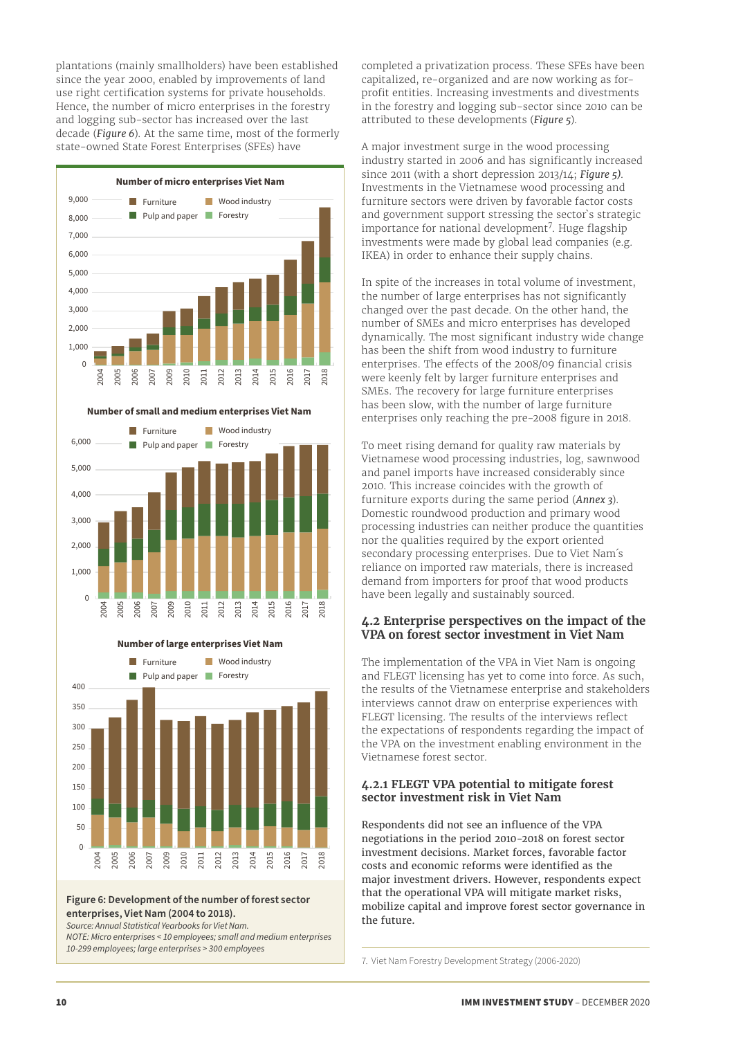plantations (mainly smallholders) have been established since the year 2000, enabled by improvements of land use right certification systems for private households. Hence, the number of micro enterprises in the forestry and logging sub-sector has increased over the last decade (*Figure 6*). At the same time, most of the formerly state-owned State Forest Enterprises (SFEs) have completed a privatization process. These SFEs have been capitalized, re-organized and are now working as for-profit entities. Increasing investments and divestments in the forestry and logging sub-sector since 2010 can be attributed to these developments (*Figure 5*).

**Figure 6: Development of the number of forest sector enterprises, Viet Nam (2004 to 2018).**
*Source: Annual Statistical Yearbooks for Viet Nam.*
*NOTE: Micro enterprises < 10 employees; small and medium enterprises 10-299 employees; large enterprises > 300 employees*

A major investment surge in the wood processing industry started in 2006 and has significantly increased since 2011 (with a short depression 2013/14; *Figure 5)*. Investments in the Vietnamese wood processing and furniture sectors were driven by favorable factor costs and government support stressing the sector`s strategic importance for national development[7]. Huge flagship investments were made by global lead companies (e.g. IKEA) in order to enhance their supply chains.

In spite of the increases in total volume of investment, the number of large enterprises has not significantly changed over the past decade. On the other hand, the number of SMEs and micro enterprises has developed dynamically. The most significant industry wide change has been the shift from wood industry to furniture enterprises. The effects of the 2008/09 financial crisis were keenly felt by larger furniture enterprises and SMEs. The recovery for large furniture enterprises has been slow, with the number of large furniture enterprises only reaching the pre-2008 figure in 2018.

To meet rising demand for quality raw materials by Vietnamese wood processing industries, log, sawnwood and panel imports have increased considerably since 2010. This increase coincides with the growth of furniture exports during the same period (*Annex 3*). Domestic roundwood production and primary wood processing industries can neither produce the quantities nor the qualities required by the export oriented secondary processing enterprises. Due to Viet Nam´s reliance on imported raw materials, there is increased demand from importers for proof that wood products have been legally and sustainably sourced.

## 4.2 Enterprise perspectives on the impact of the VPA on forest sector investment in Viet Nam

The implementation of the VPA in Viet Nam is ongoing and FLEGT licensing has yet to come into force. As such, the results of the Vietnamese enterprise and stakeholders interviews cannot draw on enterprise experiences with FLEGT licensing. The results of the interviews reflect the expectations of respondents regarding the impact of the VPA on the investment enabling environment in the Vietnamese forest sector.

### 4.2.1 FLEGT VPA potential to mitigate forest sector investment risk in Viet Nam

Respondents did not see an influence of the VPA negotiations in the period 2010-2018 on forest sector investment decisions. Market forces, favorable factor costs and economic reforms were identified as the major investment drivers. However, respondents expect that the operational VPA will mitigate market risks, mobilize capital and improve forest sector governance in the future.

7. Viet Nam Forestry Development Strategy (2006-2020)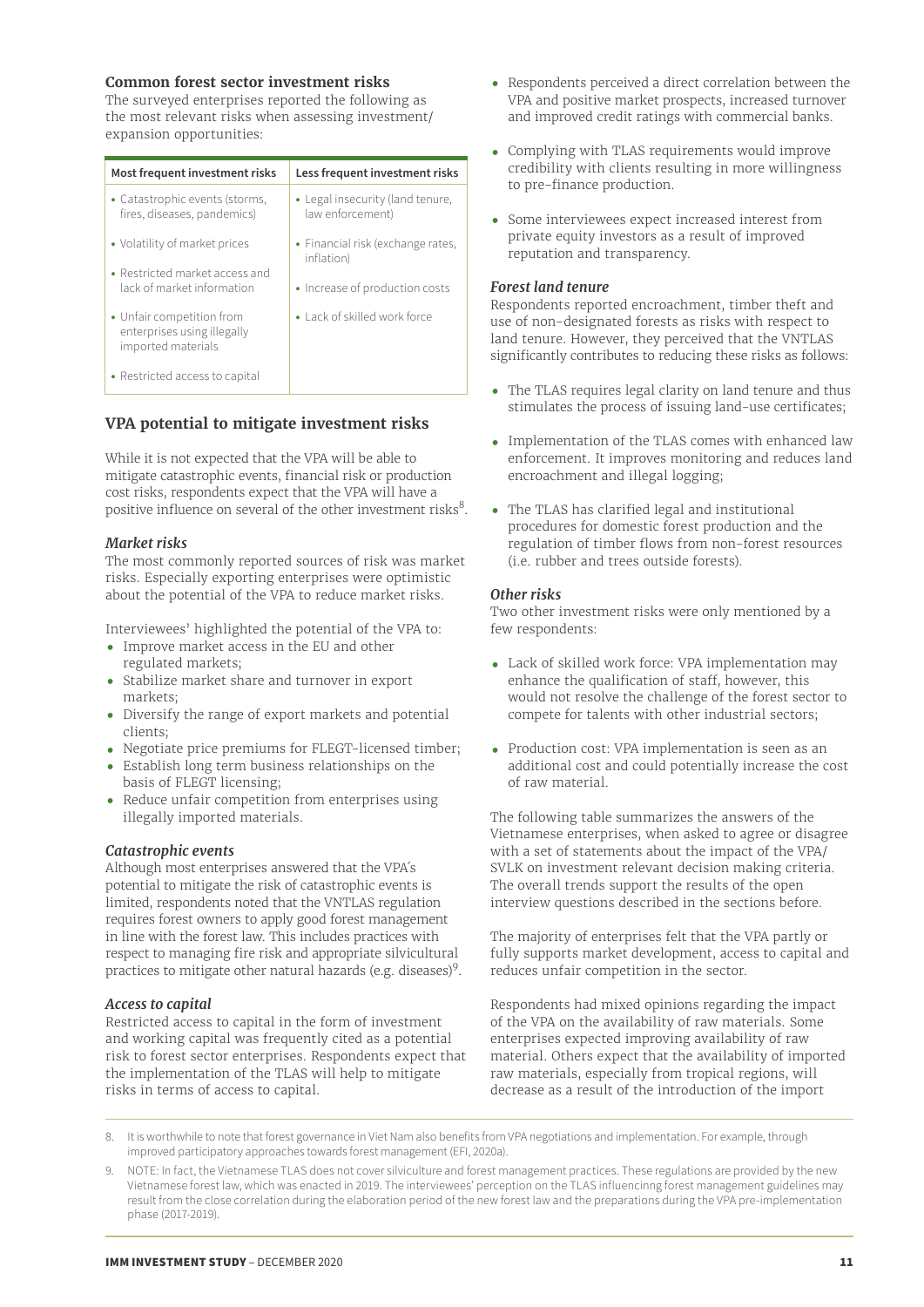### Common forest sector investment risks

The surveyed enterprises reported the following as the most relevant risks when assessing investment/ expansion opportunities:

| Most frequent investment risks | Less frequent investment risks |
|---|---|
| • Catastrophic events (storms, fires, diseases, pandemics) | • Legal insecurity (land tenure, law enforcement) |
| • Volatility of market prices | • Financial risk (exchange rates, inflation) |
| • Restricted market access and lack of market information | • Increase of production costs |
| • Unfair competition from enterprises using illegally imported materials | • Lack of skilled work force |
| • Restricted access to capital | |

### VPA potential to mitigate investment risks

While it is not expected that the VPA will be able to mitigate catastrophic events, financial risk or production cost risks, respondents expect that the VPA will have a positive influence on several of the other investment risks[8].

#### *Market risks*

The most commonly reported sources of risk was market risks. Especially exporting enterprises were optimistic about the potential of the VPA to reduce market risks.

Interviewees' highlighted the potential of the VPA to:

- Improve market access in the EU and other regulated markets;
- Stabilize market share and turnover in export markets;
- Diversify the range of export markets and potential clients;
- Negotiate price premiums for FLEGT-licensed timber;
- Establish long term business relationships on the basis of FLEGT licensing;
- Reduce unfair competition from enterprises using illegally imported materials.

#### *Catastrophic events*

Although most enterprises answered that the VPA's potential to mitigate the risk of catastrophic events is limited, respondents noted that the VNTLAS regulation requires forest owners to apply good forest management in line with the forest law. This includes practices with respect to managing fire risk and appropriate silvicultural practices to mitigate other natural hazards (e.g. diseases)[9].

#### *Access to capital*

Restricted access to capital in the form of investment and working capital was frequently cited as a potential risk to forest sector enterprises. Respondents expect that the implementation of the TLAS will help to mitigate risks in terms of access to capital.

- Respondents perceived a direct correlation between the VPA and positive market prospects, increased turnover and improved credit ratings with commercial banks.
- Complying with TLAS requirements would improve credibility with clients resulting in more willingness to pre-finance production.
- Some interviewees expect increased interest from private equity investors as a result of improved reputation and transparency.

#### *Forest land tenure*

Respondents reported encroachment, timber theft and use of non-designated forests as risks with respect to land tenure. However, they perceived that the VNTLAS significantly contributes to reducing these risks as follows:

- The TLAS requires legal clarity on land tenure and thus stimulates the process of issuing land-use certificates;
- Implementation of the TLAS comes with enhanced law enforcement. It improves monitoring and reduces land encroachment and illegal logging;
- The TLAS has clarified legal and institutional procedures for domestic forest production and the regulation of timber flows from non-forest resources (i.e. rubber and trees outside forests).

#### *Other risks*

Two other investment risks were only mentioned by a few respondents:

- Lack of skilled work force: VPA implementation may enhance the qualification of staff, however, this would not resolve the challenge of the forest sector to compete for talents with other industrial sectors;
- Production cost: VPA implementation is seen as an additional cost and could potentially increase the cost of raw material.

The following table summarizes the answers of the Vietnamese enterprises, when asked to agree or disagree with a set of statements about the impact of the VPA/ SVLK on investment relevant decision making criteria. The overall trends support the results of the open interview questions described in the sections before.

The majority of enterprises felt that the VPA partly or fully supports market development, access to capital and reduces unfair competition in the sector.

Respondents had mixed opinions regarding the impact of the VPA on the availability of raw materials. Some enterprises expected improving availability of raw material. Others expect that the availability of imported raw materials, especially from tropical regions, will decrease as a result of the introduction of the import

---

8. It is worthwhile to note that forest governance in Viet Nam also benefits from VPA negotiations and implementation. For example, through improved participatory approaches towards forest management (EFI, 2020a).

9. NOTE: In fact, the Vietnamese TLAS does not cover silviculture and forest management practices. These regulations are provided by the new Vietnamese forest law, which was enacted in 2019. The interviewees' perception on the TLAS influencinng forest management guidelines may result from the close correlation during the elaboration period of the new forest law and the preparations during the VPA pre-implementation phase (2017-2019).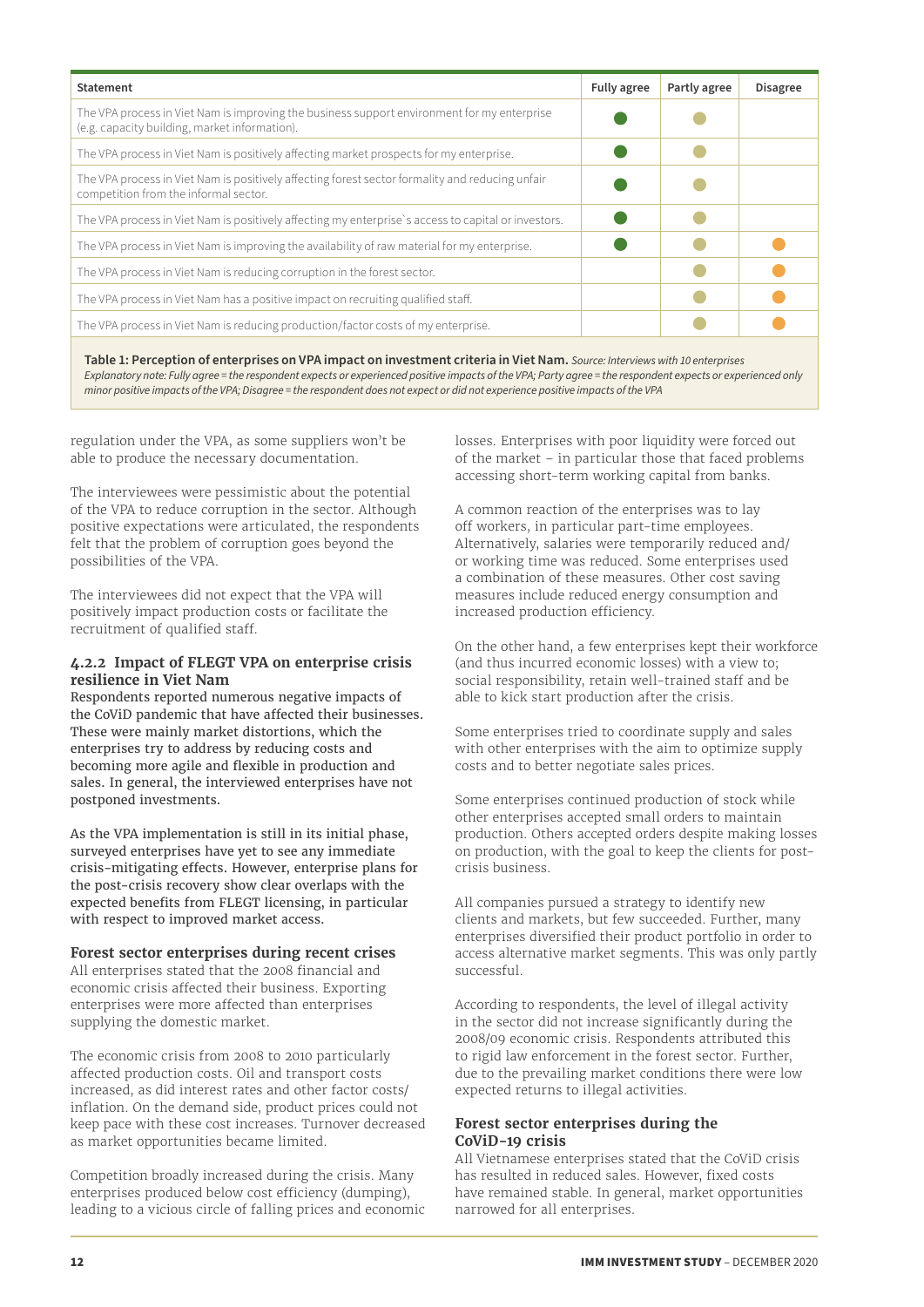| Statement | Fully agree | Partly agree | Disagree |
| --- | --- | --- | --- |
| The VPA process in Viet Nam is improving the business support environment for my enterprise (e.g. capacity building, market information). | ● | ● | |
| The VPA process in Viet Nam is positively affecting market prospects for my enterprise. | ● | ● | |
| The VPA process in Viet Nam is positively affecting forest sector formality and reducing unfair competition from the informal sector. | ● | ● | |
| The VPA process in Viet Nam is positively affecting my enterprise`s access to capital or investors. | ● | ● | |
| The VPA process in Viet Nam is improving the availability of raw material for my enterprise. | ● | ● | ● |
| The VPA process in Viet Nam is reducing corruption in the forest sector. | | ● | ● |
| The VPA process in Viet Nam has a positive impact on recruiting qualified staff. | | ● | ● |
| The VPA process in Viet Nam is reducing production/factor costs of my enterprise. | | ● | ● |

**Table 1: Perception of enterprises on VPA impact on investment criteria in Viet Nam.** *Source: Interviews with 10 enterprises*
*Explanatory note: Fully agree = the respondent expects or experienced positive impacts of the VPA; Party agree = the respondent expects or experienced only minor positive impacts of the VPA; Disagree = the respondent does not expect or did not experience positive impacts of the VPA*

regulation under the VPA, as some suppliers won't be able to produce the necessary documentation.

The interviewees were pessimistic about the potential of the VPA to reduce corruption in the sector. Although positive expectations were articulated, the respondents felt that the problem of corruption goes beyond the possibilities of the VPA.

The interviewees did not expect that the VPA will positively impact production costs or facilitate the recruitment of qualified staff.

### 4.2.2 Impact of FLEGT VPA on enterprise crisis resilience in Viet Nam

**Respondents reported numerous negative impacts of the CoViD pandemic that have affected their businesses. These were mainly market distortions, which the enterprises try to address by reducing costs and becoming more agile and flexible in production and sales. In general, the interviewed enterprises have not postponed investments.**

**As the VPA implementation is still in its initial phase, surveyed enterprises have yet to see any immediate crisis-mitigating effects. However, enterprise plans for the post-crisis recovery show clear overlaps with the expected benefits from FLEGT licensing, in particular with respect to improved market access.**

#### Forest sector enterprises during recent crises

All enterprises stated that the 2008 financial and economic crisis affected their business. Exporting enterprises were more affected than enterprises supplying the domestic market.

The economic crisis from 2008 to 2010 particularly affected production costs. Oil and transport costs increased, as did interest rates and other factor costs/ inflation. On the demand side, product prices could not keep pace with these cost increases. Turnover decreased as market opportunities became limited.

Competition broadly increased during the crisis. Many enterprises produced below cost efficiency (dumping), leading to a vicious circle of falling prices and economic losses. Enterprises with poor liquidity were forced out of the market – in particular those that faced problems accessing short-term working capital from banks.

A common reaction of the enterprises was to lay off workers, in particular part-time employees. Alternatively, salaries were temporarily reduced and/ or working time was reduced. Some enterprises used a combination of these measures. Other cost saving measures include reduced energy consumption and increased production efficiency.

On the other hand, a few enterprises kept their workforce (and thus incurred economic losses) with a view to; social responsibility, retain well-trained staff and be able to kick start production after the crisis.

Some enterprises tried to coordinate supply and sales with other enterprises with the aim to optimize supply costs and to better negotiate sales prices.

Some enterprises continued production of stock while other enterprises accepted small orders to maintain production. Others accepted orders despite making losses on production, with the goal to keep the clients for post-crisis business.

All companies pursued a strategy to identify new clients and markets, but few succeeded. Further, many enterprises diversified their product portfolio in order to access alternative market segments. This was only partly successful.

According to respondents, the level of illegal activity in the sector did not increase significantly during the 2008/09 economic crisis. Respondents attributed this to rigid law enforcement in the forest sector. Further, due to the prevailing market conditions there were low expected returns to illegal activities.

#### Forest sector enterprises during the CoViD-19 crisis

All Vietnamese enterprises stated that the CoViD crisis has resulted in reduced sales. However, fixed costs have remained stable. In general, market opportunities narrowed for all enterprises.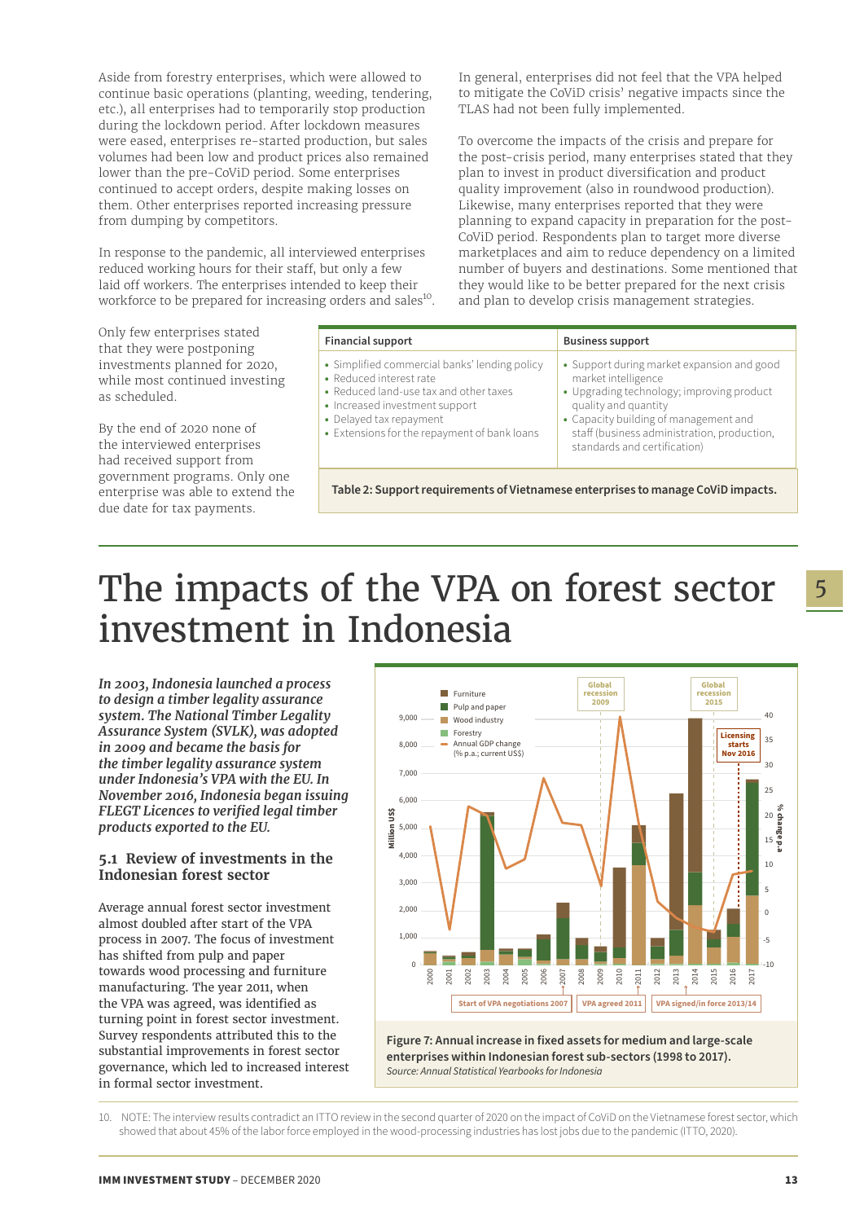Aside from forestry enterprises, which were allowed to continue basic operations (planting, weeding, tendering, etc.), all enterprises had to temporarily stop production during the lockdown period. After lockdown measures were eased, enterprises re-started production, but sales volumes had been low and product prices also remained lower than the pre-CoViD period. Some enterprises continued to accept orders, despite making losses on them. Other enterprises reported increasing pressure from dumping by competitors.

In response to the pandemic, all interviewed enterprises reduced working hours for their staff, but only a few laid off workers. The enterprises intended to keep their workforce to be prepared for increasing orders and sales[10].

In general, enterprises did not feel that the VPA helped to mitigate the CoViD crisis' negative impacts since the TLAS had not been fully implemented.

To overcome the impacts of the crisis and prepare for the post-crisis period, many enterprises stated that they plan to invest in product diversification and product quality improvement (also in roundwood production). Likewise, many enterprises reported that they were planning to expand capacity in preparation for the post-CoViD period. Respondents plan to target more diverse marketplaces and aim to reduce dependency on a limited number of buyers and destinations. Some mentioned that they would like to be better prepared for the next crisis and plan to develop crisis management strategies.

Only few enterprises stated that they were postponing investments planned for 2020, while most continued investing as scheduled.

By the end of 2020 none of the interviewed enterprises had received support from government programs. Only one enterprise was able to extend the due date for tax payments.

| Financial support | Business support |
|---|---|
| • Simplified commercial banks' lending policy<br>• Reduced interest rate<br>• Reduced land-use tax and other taxes<br>• Increased investment support<br>• Delayed tax repayment<br>• Extensions for the repayment of bank loans | • Support during market expansion and good market intelligence<br>• Upgrading technology; improving product quality and quantity<br>• Capacity building of management and staff (business administration, production, standards and certification) |

**Table 2: Support requirements of Vietnamese enterprises to manage CoViD impacts.**

# 5 The impacts of the VPA on forest sector investment in Indonesia

***In 2003, Indonesia launched a process to design a timber legality assurance system. The National Timber Legality Assurance System (SVLK), was adopted in 2009 and became the basis for the timber legality assurance system under Indonesia's VPA with the EU. In November 2016, Indonesia began issuing FLEGT Licences to verified legal timber products exported to the EU.***

## 5.1 Review of investments in the Indonesian forest sector

Average annual forest sector investment almost doubled after start of the VPA process in 2007. The focus of investment has shifted from pulp and paper towards wood processing and furniture manufacturing. The year 2011, when the VPA was agreed, was identified as turning point in forest sector investment. Survey respondents attributed this to the substantial improvements in forest sector governance, which led to increased interest in formal sector investment.

**Figure 7: Annual increase in fixed assets for medium and large-scale enterprises within Indonesian forest sub-sectors (1998 to 2017).**
*Source: Annual Statistical Yearbooks for Indonesia*

10. NOTE: The interview results contradict an ITTO review in the second quarter of 2020 on the impact of CoViD on the Vietnamese forest sector, which showed that about 45% of the labor force employed in the wood-processing industries has lost jobs due to the pandemic (ITTO, 2020).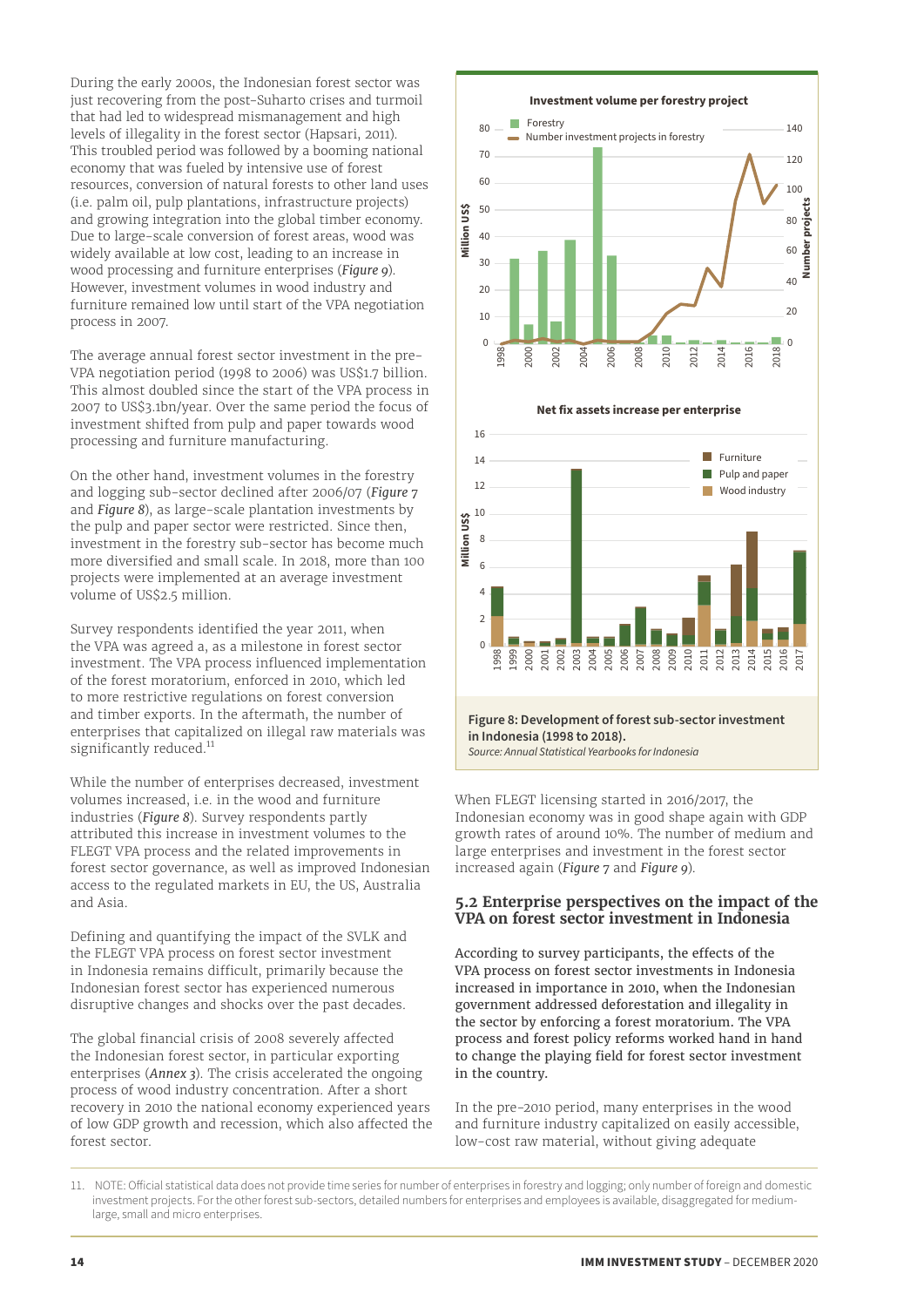During the early 2000s, the Indonesian forest sector was just recovering from the post-Suharto crises and turmoil that had led to widespread mismanagement and high levels of illegality in the forest sector (Hapsari, 2011). This troubled period was followed by a booming national economy that was fueled by intensive use of forest resources, conversion of natural forests to other land uses (i.e. palm oil, pulp plantations, infrastructure projects) and growing integration into the global timber economy. Due to large-scale conversion of forest areas, wood was widely available at low cost, leading to an increase in wood processing and furniture enterprises (*Figure 9*). However, investment volumes in wood industry and furniture remained low until start of the VPA negotiation process in 2007.

The average annual forest sector investment in the pre-VPA negotiation period (1998 to 2006) was US$1.7 billion. This almost doubled since the start of the VPA process in 2007 to US$3.1bn/year. Over the same period the focus of investment shifted from pulp and paper towards wood processing and furniture manufacturing.

On the other hand, investment volumes in the forestry and logging sub-sector declined after 2006/07 (*Figure 7* and *Figure 8*), as large-scale plantation investments by the pulp and paper sector were restricted. Since then, investment in the forestry sub-sector has become much more diversified and small scale. In 2018, more than 100 projects were implemented at an average investment volume of US$2.5 million.

Survey respondents identified the year 2011, when the VPA was agreed a, as a milestone in forest sector investment. The VPA process influenced implementation of the forest moratorium, enforced in 2010, which led to more restrictive regulations on forest conversion and timber exports. In the aftermath, the number of enterprises that capitalized on illegal raw materials was significantly reduced.[11]

While the number of enterprises decreased, investment volumes increased, i.e. in the wood and furniture industries (*Figure 8*). Survey respondents partly attributed this increase in investment volumes to the FLEGT VPA process and the related improvements in forest sector governance, as well as improved Indonesian access to the regulated markets in EU, the US, Australia and Asia.

Defining and quantifying the impact of the SVLK and the FLEGT VPA process on forest sector investment in Indonesia remains difficult, primarily because the Indonesian forest sector has experienced numerous disruptive changes and shocks over the past decades.

The global financial crisis of 2008 severely affected the Indonesian forest sector, in particular exporting enterprises (*Annex 3*). The crisis accelerated the ongoing process of wood industry concentration. After a short recovery in 2010 the national economy experienced years of low GDP growth and recession, which also affected the forest sector.

**Figure 8: Development of forest sub-sector investment in Indonesia (1998 to 2018).**
*Source: Annual Statistical Yearbooks for Indonesia*

When FLEGT licensing started in 2016/2017, the Indonesian economy was in good shape again with GDP growth rates of around 10%. The number of medium and large enterprises and investment in the forest sector increased again (*Figure 7* and *Figure 9*).

## 5.2 Enterprise perspectives on the impact of the VPA on forest sector investment in Indonesia

According to survey participants, the effects of the VPA process on forest sector investments in Indonesia increased in importance in 2010, when the Indonesian government addressed deforestation and illegality in the sector by enforcing a forest moratorium. The VPA process and forest policy reforms worked hand in hand to change the playing field for forest sector investment in the country.

In the pre-2010 period, many enterprises in the wood and furniture industry capitalized on easily accessible, low-cost raw material, without giving adequate

11. NOTE: Official statistical data does not provide time series for number of enterprises in forestry and logging; only number of foreign and domestic investment projects. For the other forest sub-sectors, detailed numbers for enterprises and employees is available, disaggregated for medium-large, small and micro enterprises.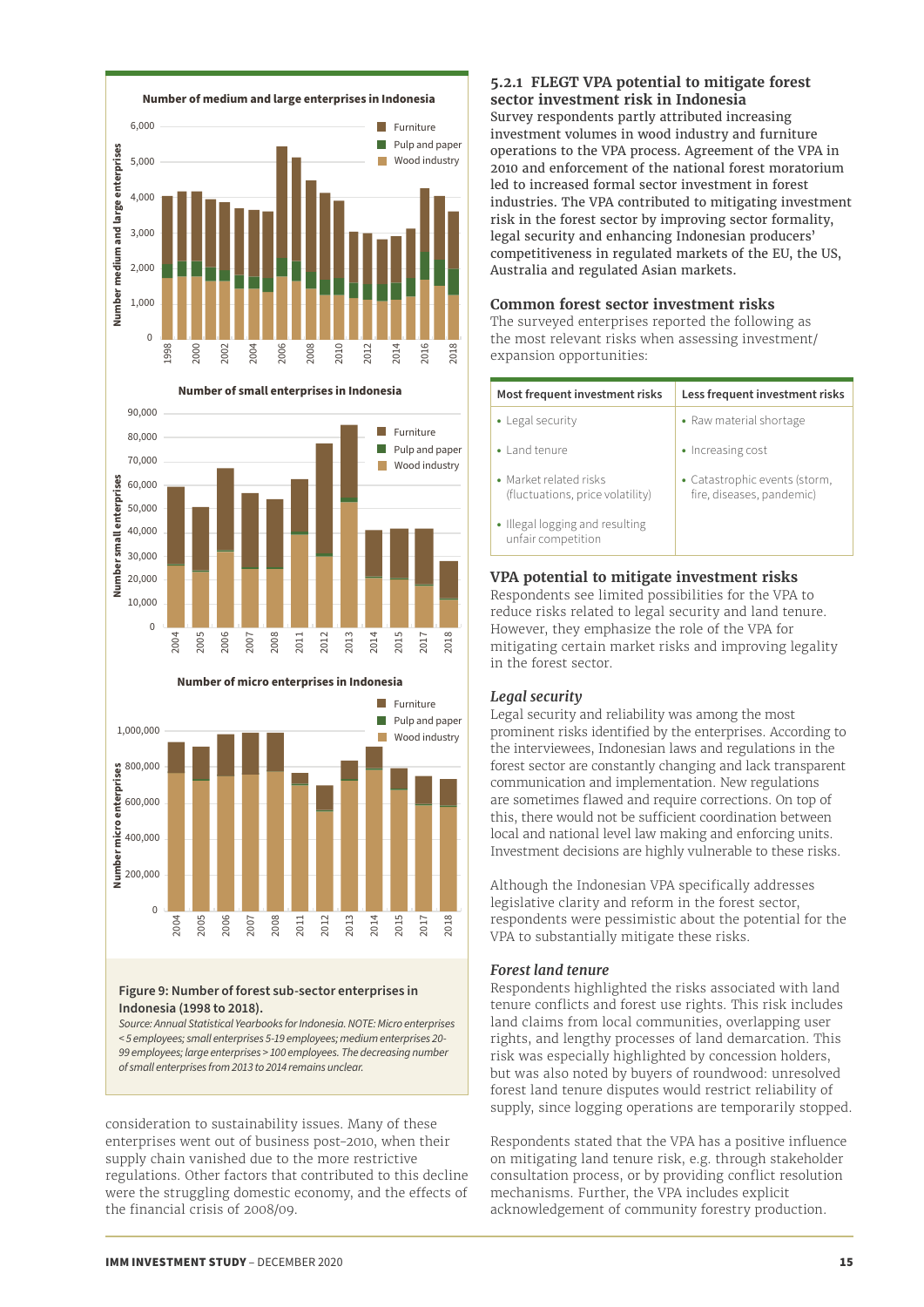Figure 9: Number of forest sub-sector enterprises in Indonesia (1998 to 2018).

*Source: Annual Statistical Yearbooks for Indonesia. NOTE: Micro enterprises <5 employees; small enterprises 5-19 employees; medium enterprises 20-99 employees; large enterprises > 100 employees. The decreasing number of small enterprises from 2013 to 2014 remains unclear.*

consideration to sustainability issues. Many of these enterprises went out of business post-2010, when their supply chain vanished due to the more restrictive regulations. Other factors that contributed to this decline were the struggling domestic economy, and the effects of the financial crisis of 2008/09.

### 5.2.1 FLEGT VPA potential to mitigate forest sector investment risk in Indonesia

Survey respondents partly attributed increasing investment volumes in wood industry and furniture operations to the VPA process. Agreement of the VPA in 2010 and enforcement of the national forest moratorium led to increased formal sector investment in forest industries. The VPA contributed to mitigating investment risk in the forest sector by improving sector formality, legal security and enhancing Indonesian producers' competitiveness in regulated markets of the EU, the US, Australia and regulated Asian markets.

### Common forest sector investment risks

The surveyed enterprises reported the following as the most relevant risks when assessing investment/expansion opportunities:

| Most frequent investment risks | Less frequent investment risks |
|---|---|
| • Legal security | • Raw material shortage |
| • Land tenure | • Increasing cost |
| • Market related risks (fluctuations, price volatility) | • Catastrophic events (storm, fire, diseases, pandemic) |
| • Illegal logging and resulting unfair competition | |

### VPA potential to mitigate investment risks

Respondents see limited possibilities for the VPA to reduce risks related to legal security and land tenure. However, they emphasize the role of the VPA for mitigating certain market risks and improving legality in the forest sector.

#### *Legal security*

Legal security and reliability was among the most prominent risks identified by the enterprises. According to the interviewees, Indonesian laws and regulations in the forest sector are constantly changing and lack transparent communication and implementation. New regulations are sometimes flawed and require corrections. On top of this, there would not be sufficient coordination between local and national level law making and enforcing units. Investment decisions are highly vulnerable to these risks.

Although the Indonesian VPA specifically addresses legislative clarity and reform in the forest sector, respondents were pessimistic about the potential for the VPA to substantially mitigate these risks.

#### *Forest land tenure*

Respondents highlighted the risks associated with land tenure conflicts and forest use rights. This risk includes land claims from local communities, overlapping user rights, and lengthy processes of land demarcation. This risk was especially highlighted by concession holders, but was also noted by buyers of roundwood: unresolved forest land tenure disputes would restrict reliability of supply, since logging operations are temporarily stopped.

Respondents stated that the VPA has a positive influence on mitigating land tenure risk, e.g. through stakeholder consultation process, or by providing conflict resolution mechanisms. Further, the VPA includes explicit acknowledgement of community forestry production.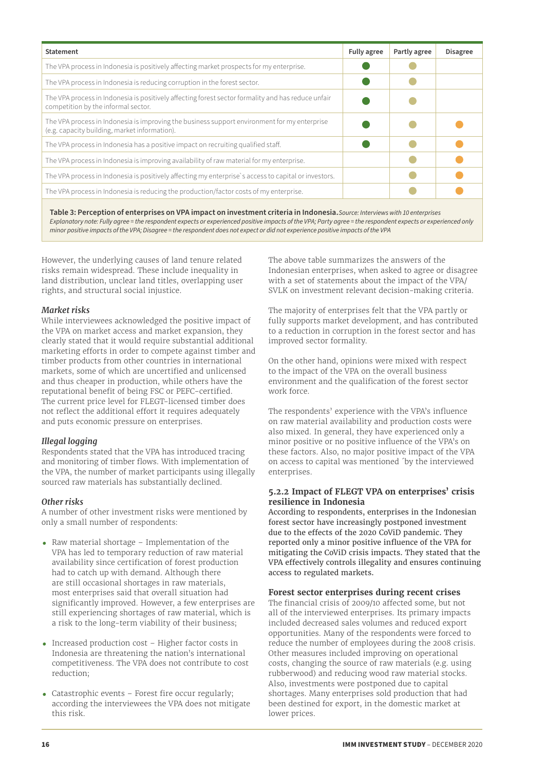| Statement | Fully agree | Partly agree | Disagree |
|---|---|---|---|
| The VPA process in Indonesia is positively affecting market prospects for my enterprise. | ● | ● | |
| The VPA process in Indonesia is reducing corruption in the forest sector. | ● | ● | |
| The VPA process in Indonesia is positively affecting forest sector formality and has reduce unfair competition by the informal sector. | ● | ● | |
| The VPA process in Indonesia is improving the business support environment for my enterprise (e.g. capacity building, market information). | ● | ● | ● |
| The VPA process in Indonesia has a positive impact on recruiting qualified staff. | ● | ● | ● |
| The VPA process in Indonesia is improving availability of raw material for my enterprise. | | ● | ● |
| The VPA process in Indonesia is positively affecting my enterprise`s access to capital or investors. | | ● | ● |
| The VPA process in Indonesia is reducing the production/factor costs of my enterprise. | | ● | ● |

**Table 3: Perception of enterprises on VPA impact on investment criteria in Indonesia.** *Source: Interviews with 10 enterprises*
*Explanatory note: Fully agree = the respondent expects or experienced positive impacts of the VPA; Party agree = the respondent expects or experienced only minor positive impacts of the VPA; Disagree = the respondent does not expect or did not experience positive impacts of the VPA*

However, the underlying causes of land tenure related risks remain widespread. These include inequality in land distribution, unclear land titles, overlapping user rights, and structural social injustice.

***Market risks***
While interviewees acknowledged the positive impact of the VPA on market access and market expansion, they clearly stated that it would require substantial additional marketing efforts in order to compete against timber and timber products from other countries in international markets, some of which are uncertified and unlicensed and thus cheaper in production, while others have the reputational benefit of being FSC or PEFC-certified. The current price level for FLEGT-licensed timber does not reflect the additional effort it requires adequately and puts economic pressure on enterprises.

***Illegal logging***
Respondents stated that the VPA has introduced tracing and monitoring of timber flows. With implementation of the VPA, the number of market participants using illegally sourced raw materials has substantially declined.

***Other risks***
A number of other investment risks were mentioned by only a small number of respondents:

- Raw material shortage – Implementation of the VPA has led to temporary reduction of raw material availability since certification of forest production had to catch up with demand. Although there are still occasional shortages in raw materials, most enterprises said that overall situation had significantly improved. However, a few enterprises are still experiencing shortages of raw material, which is a risk to the long-term viability of their business;
- Increased production cost – Higher factor costs in Indonesia are threatening the nation's international competitiveness. The VPA does not contribute to cost reduction;
- Catastrophic events – Forest fire occur regularly; according the interviewees the VPA does not mitigate this risk.

The above table summarizes the answers of the Indonesian enterprises, when asked to agree or disagree with a set of statements about the impact of the VPA/SVLK on investment relevant decision-making criteria.

The majority of enterprises felt that the VPA partly or fully supports market development, and has contributed to a reduction in corruption in the forest sector and has improved sector formality.

On the other hand, opinions were mixed with respect to the impact of the VPA on the overall business environment and the qualification of the forest sector work force.

The respondents' experience with the VPA's influence on raw material availability and production costs were also mixed. In general, they have experienced only a minor positive or no positive influence of the VPA's on these factors. Also, no major positive impact of the VPA on access to capital was mentioned ´by the interviewed enterprises.

### 5.2.2 Impact of FLEGT VPA on enterprises' crisis resilience in Indonesia

**According to respondents, enterprises in the Indonesian forest sector have increasingly postponed investment due to the effects of the 2020 CoViD pandemic. They reported only a minor positive influence of the VPA for mitigating the CoViD crisis impacts. They stated that the VPA effectively controls illegality and ensures continuing access to regulated markets.**

### Forest sector enterprises during recent crises

The financial crisis of 2009/10 affected some, but not all of the interviewed enterprises. Its primary impacts included decreased sales volumes and reduced export opportunities. Many of the respondents were forced to reduce the number of employees during the 2008 crisis. Other measures included improving on operational costs, changing the source of raw materials (e.g. using rubberwood) and reducing wood raw material stocks. Also, investments were postponed due to capital shortages. Many enterprises sold production that had been destined for export, in the domestic market at lower prices.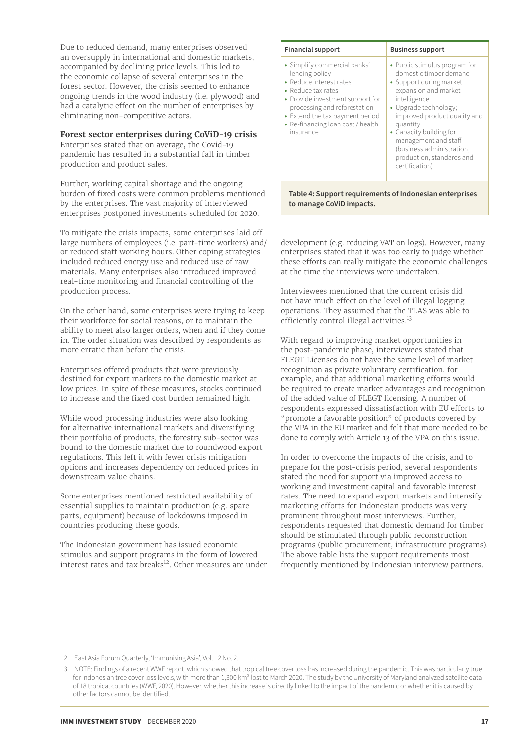Due to reduced demand, many enterprises observed an oversupply in international and domestic markets, accompanied by declining price levels. This led to the economic collapse of several enterprises in the forest sector. However, the crisis seemed to enhance ongoing trends in the wood industry (i.e. plywood) and had a catalytic effect on the number of enterprises by eliminating non-competitive actors.

**Forest sector enterprises during CoViD-19 crisis**

Enterprises stated that on average, the Covid-19 pandemic has resulted in a substantial fall in timber production and product sales.

Further, working capital shortage and the ongoing burden of fixed costs were common problems mentioned by the enterprises. The vast majority of interviewed enterprises postponed investments scheduled for 2020.

To mitigate the crisis impacts, some enterprises laid off large numbers of employees (i.e. part-time workers) and/ or reduced staff working hours. Other coping strategies included reduced energy use and reduced use of raw materials. Many enterprises also introduced improved real-time monitoring and financial controlling of the production process.

On the other hand, some enterprises were trying to keep their workforce for social reasons, or to maintain the ability to meet also larger orders, when and if they come in. The order situation was described by respondents as more erratic than before the crisis.

Enterprises offered products that were previously destined for export markets to the domestic market at low prices. In spite of these measures, stocks continued to increase and the fixed cost burden remained high.

While wood processing industries were also looking for alternative international markets and diversifying their portfolio of products, the forestry sub-sector was bound to the domestic market due to roundwood export regulations. This left it with fewer crisis mitigation options and increases dependency on reduced prices in downstream value chains.

Some enterprises mentioned restricted availability of essential supplies to maintain production (e.g. spare parts, equipment) because of lockdowns imposed in countries producing these goods.

The Indonesian government has issued economic stimulus and support programs in the form of lowered interest rates and tax breaks[12]. Other measures are under development (e.g. reducing VAT on logs). However, many enterprises stated that it was too early to judge whether these efforts can really mitigate the economic challenges at the time the interviews were undertaken.

Interviewees mentioned that the current crisis did not have much effect on the level of illegal logging operations. They assumed that the TLAS was able to efficiently control illegal activities.[13]

With regard to improving market opportunities in the post-pandemic phase, interviewees stated that FLEGT Licenses do not have the same level of market recognition as private voluntary certification, for example, and that additional marketing efforts would be required to create market advantages and recognition of the added value of FLEGT licensing. A number of respondents expressed dissatisfaction with EU efforts to "promote a favorable position" of products covered by the VPA in the EU market and felt that more needed to be done to comply with Article 13 of the VPA on this issue.

In order to overcome the impacts of the crisis, and to prepare for the post-crisis period, several respondents stated the need for support via improved access to working and investment capital and favorable interest rates. The need to expand export markets and intensify marketing efforts for Indonesian products was very prominent throughout most interviews. Further, respondents requested that domestic demand for timber should be stimulated through public reconstruction programs (public procurement, infrastructure programs). The above table lists the support requirements most frequently mentioned by Indonesian interview partners.

| Financial support | Business support |
|---|---|
| • Simplify commercial banks' lending policy<br>• Reduce interest rates<br>• Reduce tax rates<br>• Provide investment support for processing and reforestation<br>• Extend the tax payment period<br>• Re-financing loan cost / health insurance | • Public stimulus program for domestic timber demand<br>• Support during market expansion and market intelligence<br>• Upgrade technology; improved product quality and quantity<br>• Capacity building for management and staff (business administration, production, standards and certification) |

**Table 4: Support requirements of Indonesian enterprises to manage CoViD impacts.**

12. East Asia Forum Quarterly, 'Immunising Asia', Vol. 12 No. 2.

13. NOTE: Findings of a recent WWF report, which showed that tropical tree cover loss has increased during the pandemic. This was particularly true for Indonesian tree cover loss levels, with more than 1,300 km² lost to March 2020. The study by the University of Maryland analyzed satellite data of 18 tropical countries (WWF, 2020). However, whether this increase is directly linked to the impact of the pandemic or whether it is caused by other factors cannot be identified.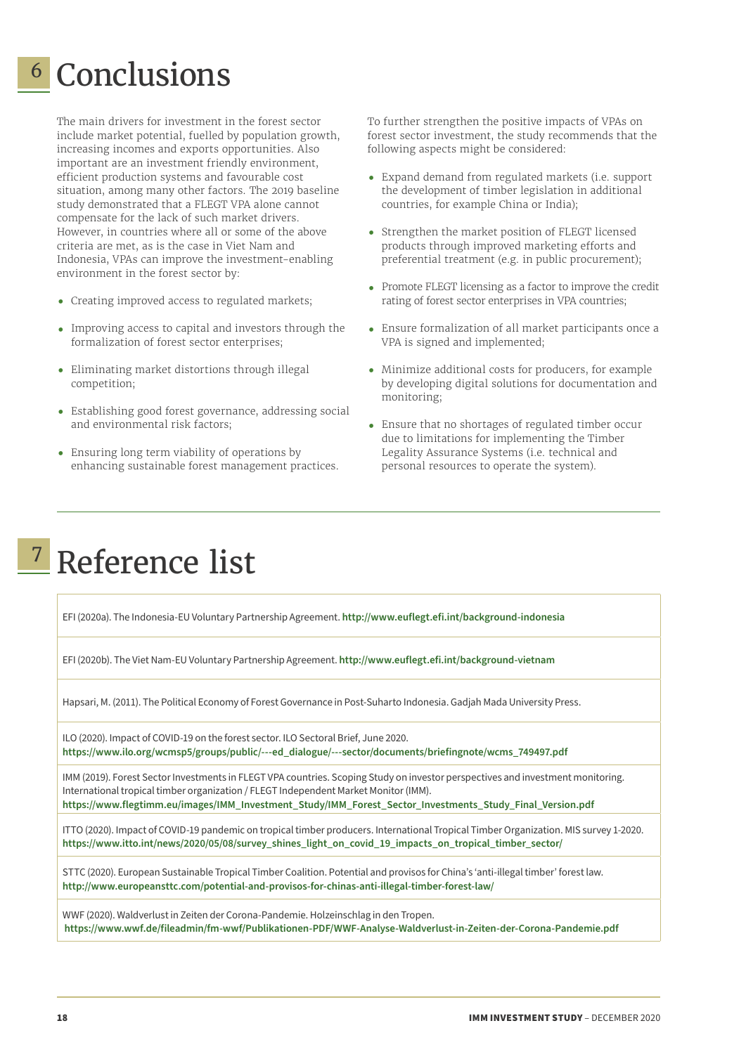# 6 Conclusions

The main drivers for investment in the forest sector include market potential, fuelled by population growth, increasing incomes and exports opportunities. Also important are an investment friendly environment, efficient production systems and favourable cost situation, among many other factors. The 2019 baseline study demonstrated that a FLEGT VPA alone cannot compensate for the lack of such market drivers. However, in countries where all or some of the above criteria are met, as is the case in Viet Nam and Indonesia, VPAs can improve the investment-enabling environment in the forest sector by:

- Creating improved access to regulated markets;
- Improving access to capital and investors through the formalization of forest sector enterprises;
- Eliminating market distortions through illegal competition;
- Establishing good forest governance, addressing social and environmental risk factors;
- Ensuring long term viability of operations by enhancing sustainable forest management practices.

To further strengthen the positive impacts of VPAs on forest sector investment, the study recommends that the following aspects might be considered:

- Expand demand from regulated markets (i.e. support the development of timber legislation in additional countries, for example China or India);
- Strengthen the market position of FLEGT licensed products through improved marketing efforts and preferential treatment (e.g. in public procurement);
- Promote FLEGT licensing as a factor to improve the credit rating of forest sector enterprises in VPA countries;
- Ensure formalization of all market participants once a VPA is signed and implemented;
- Minimize additional costs for producers, for example by developing digital solutions for documentation and monitoring;
- Ensure that no shortages of regulated timber occur due to limitations for implementing the Timber Legality Assurance Systems (i.e. technical and personal resources to operate the system).

# 7 Reference list

EFI (2020a). The Indonesia-EU Voluntary Partnership Agreement. **http://www.euflegt.efi.int/background-indonesia**

EFI (2020b). The Viet Nam-EU Voluntary Partnership Agreement. **http://www.euflegt.efi.int/background-vietnam**

Hapsari, M. (2011). The Political Economy of Forest Governance in Post-Suharto Indonesia. Gadjah Mada University Press.

ILO (2020). Impact of COVID-19 on the forest sector. ILO Sectoral Brief, June 2020. **https://www.ilo.org/wcmsp5/groups/public/---ed_dialogue/---sector/documents/briefingnote/wcms_749497.pdf**

IMM (2019). Forest Sector Investments in FLEGT VPA countries. Scoping Study on investor perspectives and investment monitoring. International tropical timber organization / FLEGT Independent Market Monitor (IMM). **https://www.flegtimm.eu/images/IMM_Investment_Study/IMM_Forest_Sector_Investments_Study_Final_Version.pdf**

ITTO (2020). Impact of COVID-19 pandemic on tropical timber producers. International Tropical Timber Organization. MIS survey 1-2020. **https://www.itto.int/news/2020/05/08/survey_shines_light_on_covid_19_impacts_on_tropical_timber_sector/**

STTC (2020). European Sustainable Tropical Timber Coalition. Potential and provisos for China's 'anti-illegal timber' forest law. **http://www.europeansttc.com/potential-and-provisos-for-chinas-anti-illegal-timber-forest-law/**

WWF (2020). Waldverlust in Zeiten der Corona-Pandemie. Holzeinschlag in den Tropen. **https://www.wwf.de/fileadmin/fm-wwf/Publikationen-PDF/WWF-Analyse-Waldverlust-in-Zeiten-der-Corona-Pandemie.pdf**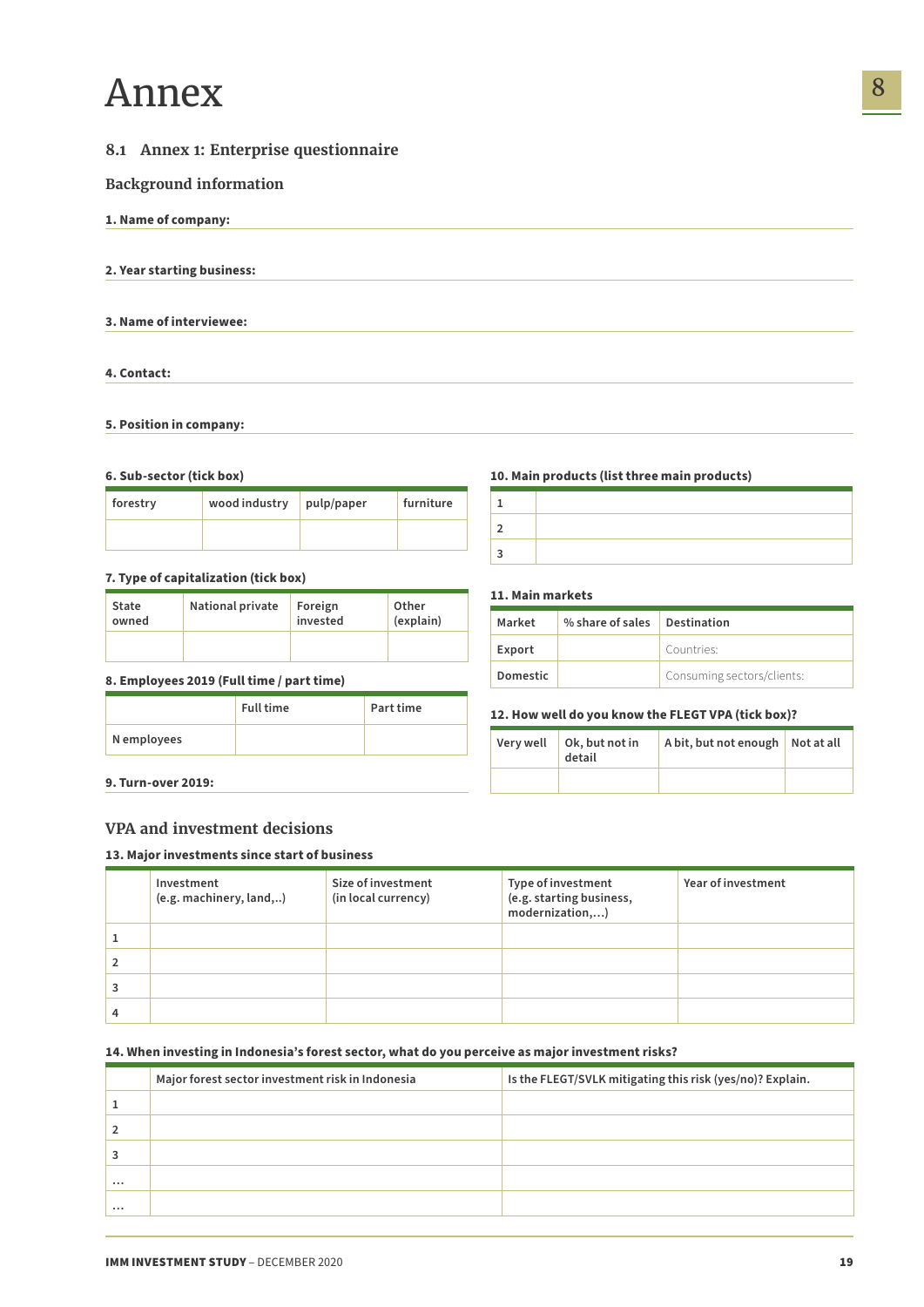# Annex

## 8.1 Annex 1: Enterprise questionnaire

### Background information

**1. Name of company:**

**2. Year starting business:**

**3. Name of interviewee:**

**4. Contact:**

**5. Position in company:**

**6. Sub-sector (tick box)**

| forestry | wood industry | pulp/paper | furniture |
|---|---|---|---|
| | | | |

**7. Type of capitalization (tick box)**

| State owned | National private | Foreign invested | Other (explain) |
|---|---|---|---|
| | | | |

**8. Employees 2019 (Full time / part time)**

| | Full time | Part time |
|---|---|---|
| N employees | | |

**9. Turn-over 2019:**

**10. Main products (list three main products)**

| | |
|---|---|
| 1 | |
| 2 | |
| 3 | |

**11. Main markets**

| Market | % share of sales | Destination |
|---|---|---|
| Export | | Countries: |
| Domestic | | Consuming sectors/clients: |

**12. How well do you know the FLEGT VPA (tick box)?**

| Very well | Ok, but not in detail | A bit, but not enough | Not at all |
|---|---|---|---|
| | | | |

### VPA and investment decisions

**13. Major investments since start of business**

| | Investment (e.g. machinery, land,..) | Size of investment (in local currency) | Type of investment (e.g. starting business, modernization,…) | Year of investment |
|---|---|---|---|---|
| 1 | | | | |
| 2 | | | | |
| 3 | | | | |
| 4 | | | | |

**14. When investing in Indonesia's forest sector, what do you perceive as major investment risks?**

| | Major forest sector investment risk in Indonesia | Is the FLEGT/SVLK mitigating this risk (yes/no)? Explain. |
|---|---|---|
| 1 | | |
| 2 | | |
| 3 | | |
| … | | |
| … | | |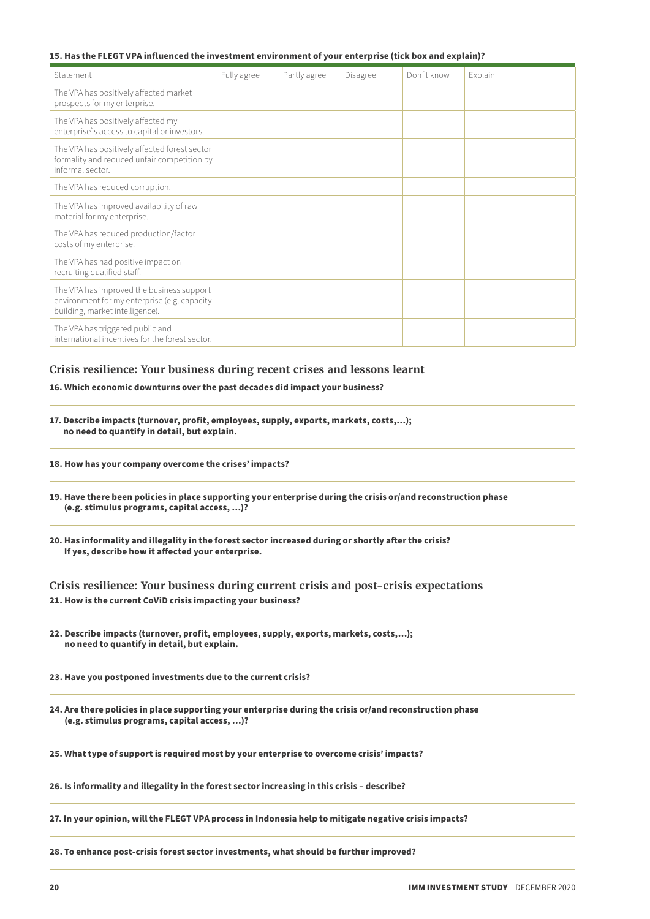**15. Has the FLEGT VPA influenced the investment environment of your enterprise (tick box and explain)?**

| Statement | Fully agree | Partly agree | Disagree | Don´t know | Explain |
|---|---|---|---|---|---|
| The VPA has positively affected market prospects for my enterprise. | | | | | |
| The VPA has positively affected my enterprise`s access to capital or investors. | | | | | |
| The VPA has positively affected forest sector formality and reduced unfair competition by informal sector. | | | | | |
| The VPA has reduced corruption. | | | | | |
| The VPA has improved availability of raw material for my enterprise. | | | | | |
| The VPA has reduced production/factor costs of my enterprise. | | | | | |
| The VPA has had positive impact on recruiting qualified staff. | | | | | |
| The VPA has improved the business support environment for my enterprise (e.g. capacity building, market intelligence). | | | | | |
| The VPA has triggered public and international incentives for the forest sector. | | | | | |

## Crisis resilience: Your business during recent crises and lessons learnt

**16. Which economic downturns over the past decades did impact your business?**

**17. Describe impacts (turnover, profit, employees, supply, exports, markets, costs,…); no need to quantify in detail, but explain.**

**18. How has your company overcome the crises' impacts?**

**19. Have there been policies in place supporting your enterprise during the crisis or/and reconstruction phase (e.g. stimulus programs, capital access, …)?**

**20. Has informality and illegality in the forest sector increased during or shortly after the crisis? If yes, describe how it affected your enterprise.**

## Crisis resilience: Your business during current crisis and post-crisis expectations

**21. How is the current CoViD crisis impacting your business?**

**22. Describe impacts (turnover, profit, employees, supply, exports, markets, costs,…); no need to quantify in detail, but explain.**

**23. Have you postponed investments due to the current crisis?**

**24. Are there policies in place supporting your enterprise during the crisis or/and reconstruction phase (e.g. stimulus programs, capital access, …)?**

**25. What type of support is required most by your enterprise to overcome crisis' impacts?**

**26. Is informality and illegality in the forest sector increasing in this crisis – describe?**

**27. In your opinion, will the FLEGT VPA process in Indonesia help to mitigate negative crisis impacts?**

**28. To enhance post-crisis forest sector investments, what should be further improved?**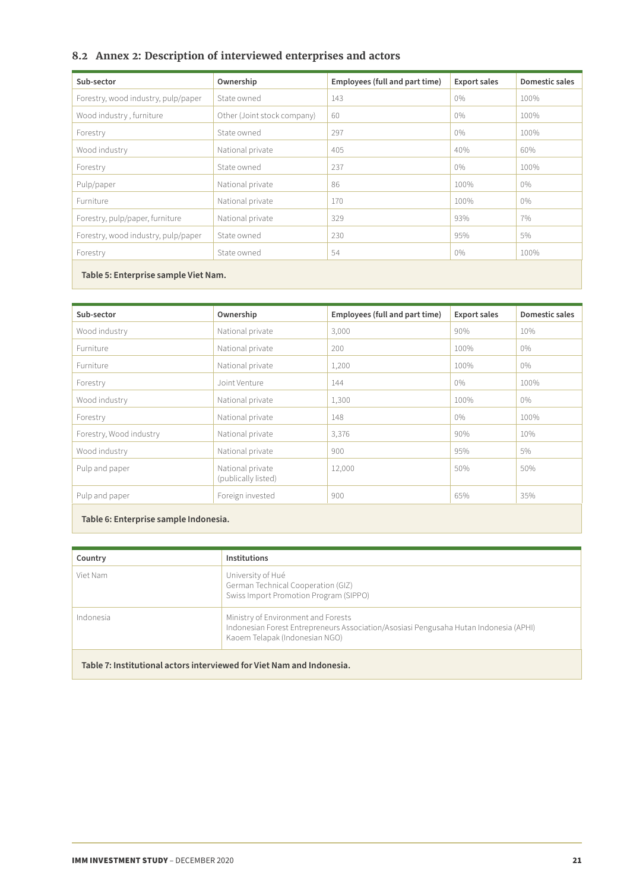## 8.2 Annex 2: Description of interviewed enterprises and actors

| Sub-sector | Ownership | Employees (full and part time) | Export sales | Domestic sales |
|---|---|---|---|---|
| Forestry, wood industry, pulp/paper | State owned | 143 | 0% | 100% |
| Wood industry , furniture | Other (Joint stock company) | 60 | 0% | 100% |
| Forestry | State owned | 297 | 0% | 100% |
| Wood industry | National private | 405 | 40% | 60% |
| Forestry | State owned | 237 | 0% | 100% |
| Pulp/paper | National private | 86 | 100% | 0% |
| Furniture | National private | 170 | 100% | 0% |
| Forestry, pulp/paper, furniture | National private | 329 | 93% | 7% |
| Forestry, wood industry, pulp/paper | State owned | 230 | 95% | 5% |
| Forestry | State owned | 54 | 0% | 100% |

**Table 5: Enterprise sample Viet Nam.**

| Sub-sector | Ownership | Employees (full and part time) | Export sales | Domestic sales |
|---|---|---|---|---|
| Wood industry | National private | 3,000 | 90% | 10% |
| Furniture | National private | 200 | 100% | 0% |
| Furniture | National private | 1,200 | 100% | 0% |
| Forestry | Joint Venture | 144 | 0% | 100% |
| Wood industry | National private | 1,300 | 100% | 0% |
| Forestry | National private | 148 | 0% | 100% |
| Forestry, Wood industry | National private | 3,376 | 90% | 10% |
| Wood industry | National private | 900 | 95% | 5% |
| Pulp and paper | National private (publically listed) | 12,000 | 50% | 50% |
| Pulp and paper | Foreign invested | 900 | 65% | 35% |

**Table 6: Enterprise sample Indonesia.**

| Country | Institutions |
|---|---|
| Viet Nam | University of Hué<br>German Technical Cooperation (GIZ)<br>Swiss Import Promotion Program (SIPPO) |
| Indonesia | Ministry of Environment and Forests<br>Indonesian Forest Entrepreneurs Association/Asosiasi Pengusaha Hutan Indonesia (APHI)<br>Kaoem Telapak (Indonesian NGO) |

**Table 7: Institutional actors interviewed for Viet Nam and Indonesia.**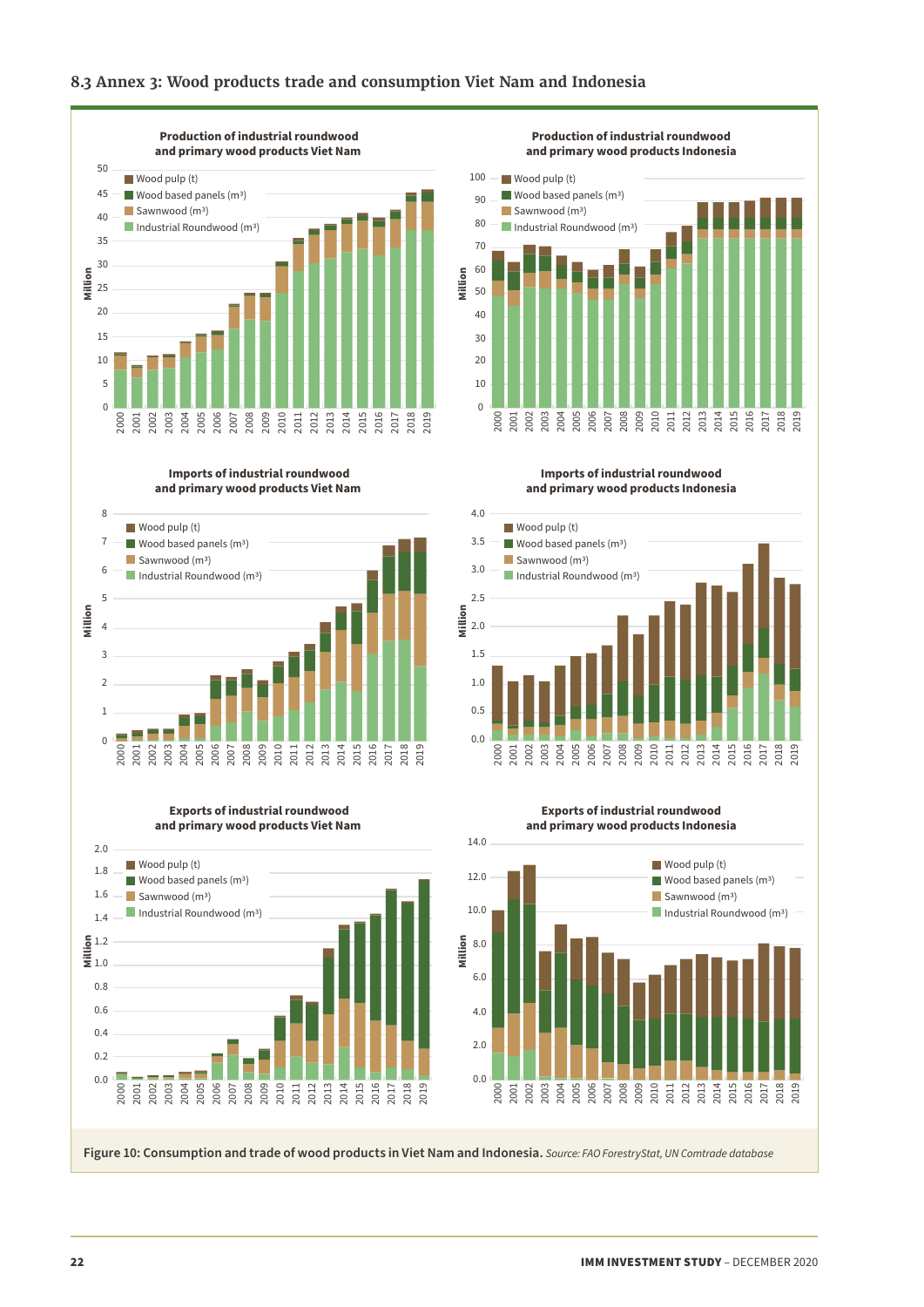## 8.3 Annex 3: Wood products trade and consumption Viet Nam and Indonesia

**Production of industrial roundwood and primary wood products Viet Nam**

**Production of industrial roundwood and primary wood products Indonesia**

**Imports of industrial roundwood and primary wood products Viet Nam**

**Imports of industrial roundwood and primary wood products Indonesia**

**Exports of industrial roundwood and primary wood products Viet Nam**

**Exports of industrial roundwood and primary wood products Indonesia**

Legend (all charts): Wood pulp (t); Wood based panels (m³); Sawnwood (m³); Industrial Roundwood (m³). Y-axis: Million. X-axis: 2000–2019.

**Figure 10: Consumption and trade of wood products in Viet Nam and Indonesia.** *Source: FAO ForestryStat, UN Comtrade database*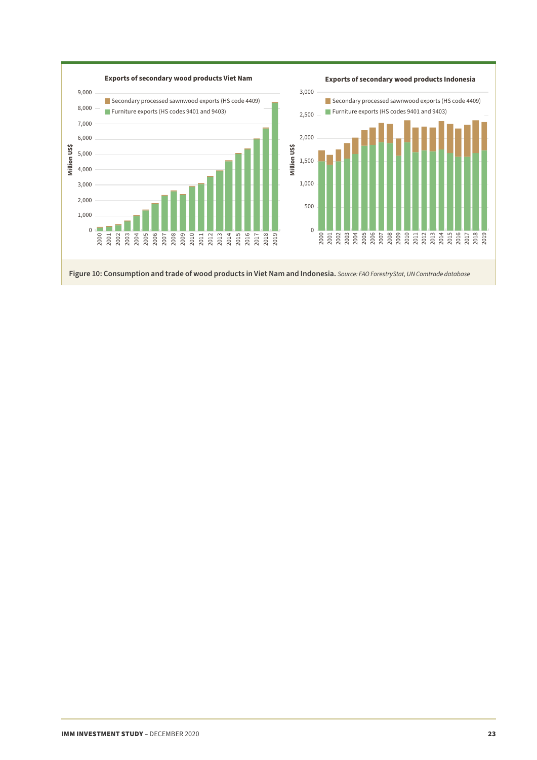**Exports of secondary wood products Viet Nam**

**Exports of secondary wood products Indonesia**

Secondary processed sawnwood exports (HS code 4409)

Furniture exports (HS codes 9401 and 9403)

**Figure 10: Consumption and trade of wood products in Viet Nam and Indonesia.** *Source: FAO ForestryStat, UN Comtrade database*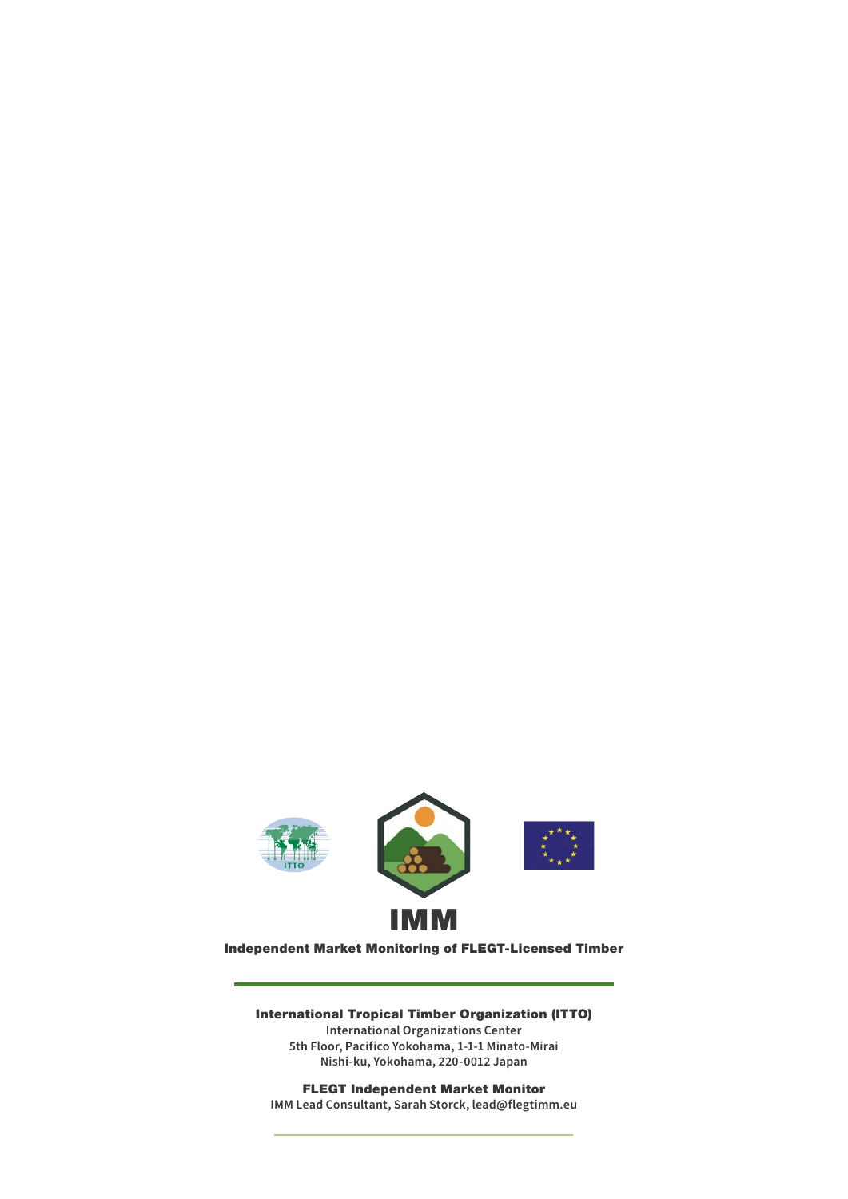IMM

Independent Market Monitoring of FLEGT-Licensed Timber

**International Tropical Timber Organization (ITTO)**
International Organizations Center
5th Floor, Pacifico Yokohama, 1-1-1 Minato-Mirai
Nishi-ku, Yokohama, 220-0012 Japan

**FLEGT Independent Market Monitor**
IMM Lead Consultant, Sarah Storck, lead@flegtimm.eu